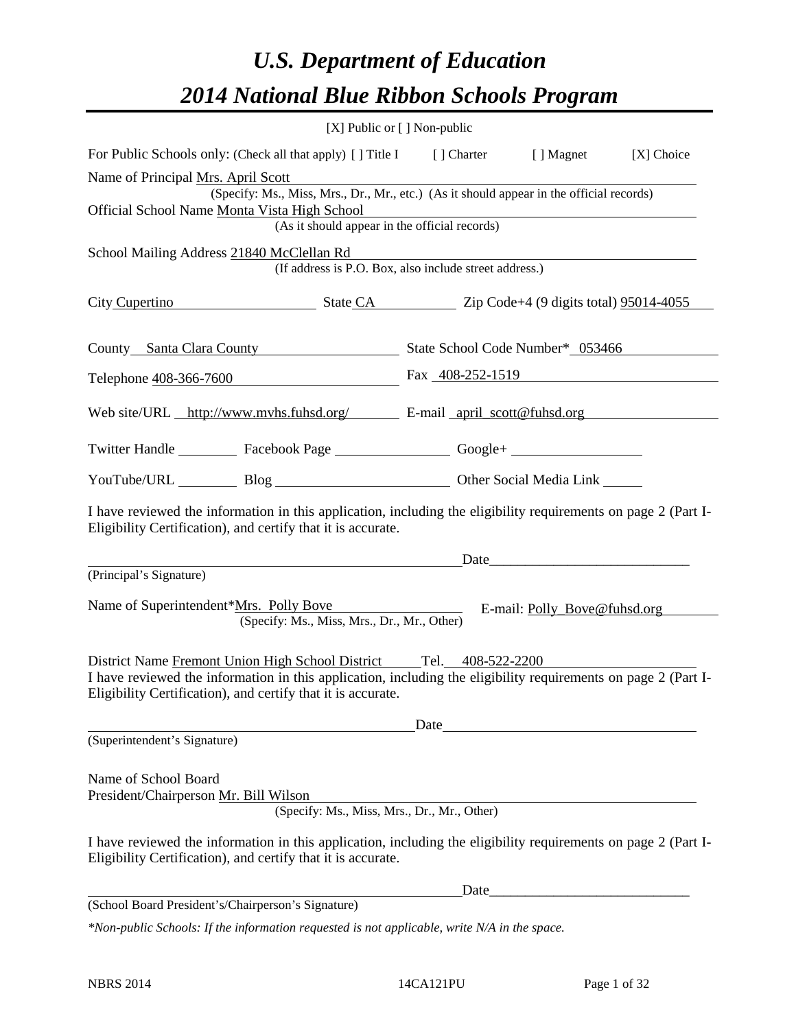# *U.S. Department of Education*

# *2014 National Blue Ribbon Schools Program*

[X] Public or [ ] Non-public

For Public Schools only: (Check all that apply) [ ] Title I [ ] Charter [ ] Magnet [X] Choice

Name of Principal Mrs. April Scott
(Specify: Ms., Miss, Mrs., Dr., Mr., etc.) (As it should appear in the official records)

Official School Name Monta Vista High School
(As it should appear in the official records)

School Mailing Address 21840 McClellan Rd
(If address is P.O. Box, also include street address.)

City Cupertino State CA Zip Code+4 (9 digits total) 95014-4055

County Santa Clara County State School Code Number* 053466

Telephone 408-366-7600 Fax 408-252-1519

Web site/URL http://www.mvhs.fuhsd.org/ E-mail april_scott@fuhsd.org

Twitter Handle ________ Facebook Page ________ Google+ ________

YouTube/URL ________ Blog ________ Other Social Media Link ________

I have reviewed the information in this application, including the eligibility requirements on page 2 (Part I-Eligibility Certification), and certify that it is accurate.

_________________________ Date_________________________
(Principal's Signature)

Name of Superintendent*Mrs. Polly Bove E-mail: Polly_Bove@fuhsd.org
(Specify: Ms., Miss, Mrs., Dr., Mr., Other)

District Name Fremont Union High School District Tel. 408-522-2200

I have reviewed the information in this application, including the eligibility requirements on page 2 (Part I-Eligibility Certification), and certify that it is accurate.

_________________________ Date_________________________
(Superintendent's Signature)

Name of School Board
President/Chairperson Mr. Bill Wilson
(Specify: Ms., Miss, Mrs., Dr., Mr., Other)

I have reviewed the information in this application, including the eligibility requirements on page 2 (Part I-Eligibility Certification), and certify that it is accurate.

_________________________ Date_________________________
(School Board President's/Chairperson's Signature)

*\*Non-public Schools: If the information requested is not applicable, write N/A in the space.*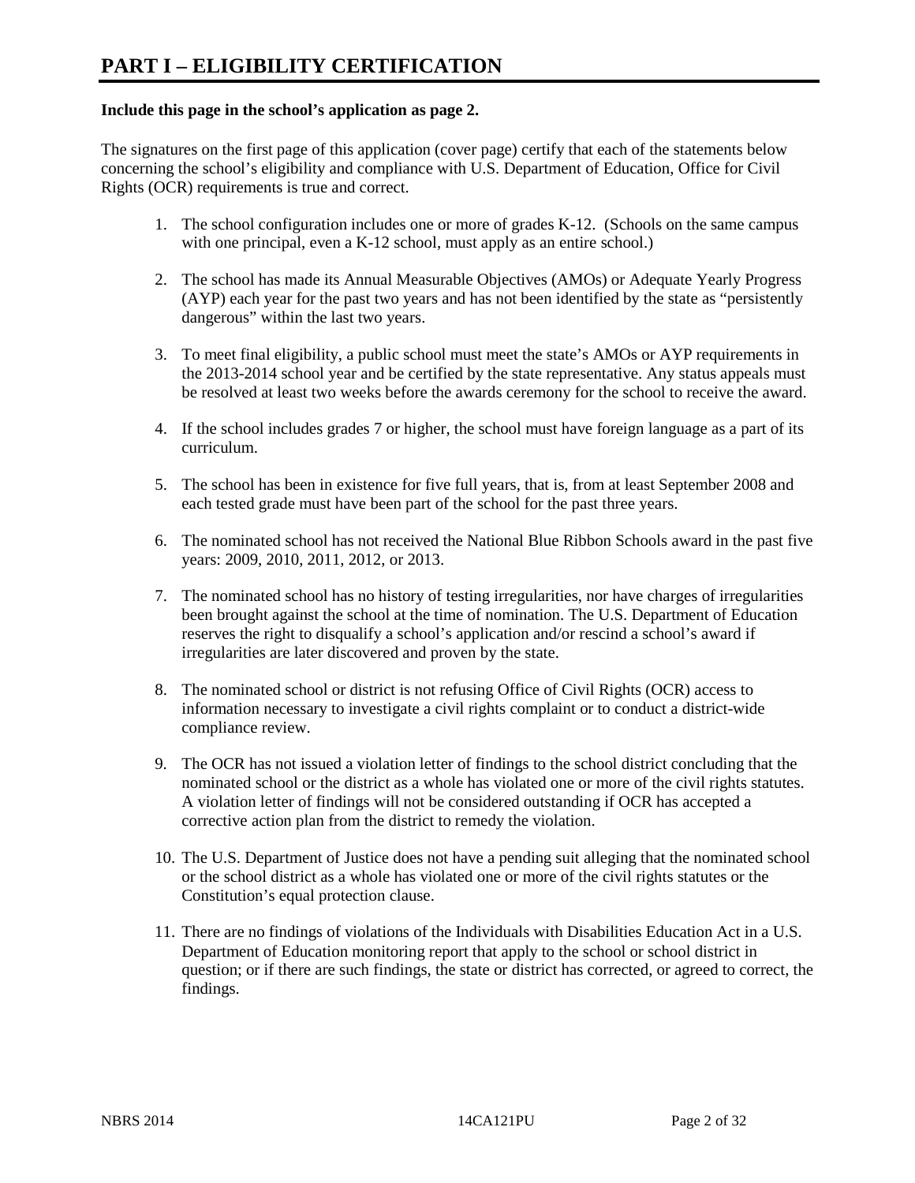# PART I – ELIGIBILITY CERTIFICATION

**Include this page in the school's application as page 2.**

The signatures on the first page of this application (cover page) certify that each of the statements below concerning the school's eligibility and compliance with U.S. Department of Education, Office for Civil Rights (OCR) requirements is true and correct.

1. The school configuration includes one or more of grades K-12. (Schools on the same campus with one principal, even a K-12 school, must apply as an entire school.)

2. The school has made its Annual Measurable Objectives (AMOs) or Adequate Yearly Progress (AYP) each year for the past two years and has not been identified by the state as "persistently dangerous" within the last two years.

3. To meet final eligibility, a public school must meet the state's AMOs or AYP requirements in the 2013-2014 school year and be certified by the state representative. Any status appeals must be resolved at least two weeks before the awards ceremony for the school to receive the award.

4. If the school includes grades 7 or higher, the school must have foreign language as a part of its curriculum.

5. The school has been in existence for five full years, that is, from at least September 2008 and each tested grade must have been part of the school for the past three years.

6. The nominated school has not received the National Blue Ribbon Schools award in the past five years: 2009, 2010, 2011, 2012, or 2013.

7. The nominated school has no history of testing irregularities, nor have charges of irregularities been brought against the school at the time of nomination. The U.S. Department of Education reserves the right to disqualify a school's application and/or rescind a school's award if irregularities are later discovered and proven by the state.

8. The nominated school or district is not refusing Office of Civil Rights (OCR) access to information necessary to investigate a civil rights complaint or to conduct a district-wide compliance review.

9. The OCR has not issued a violation letter of findings to the school district concluding that the nominated school or the district as a whole has violated one or more of the civil rights statutes. A violation letter of findings will not be considered outstanding if OCR has accepted a corrective action plan from the district to remedy the violation.

10. The U.S. Department of Justice does not have a pending suit alleging that the nominated school or the school district as a whole has violated one or more of the civil rights statutes or the Constitution's equal protection clause.

11. There are no findings of violations of the Individuals with Disabilities Education Act in a U.S. Department of Education monitoring report that apply to the school or school district in question; or if there are such findings, the state or district has corrected, or agreed to correct, the findings.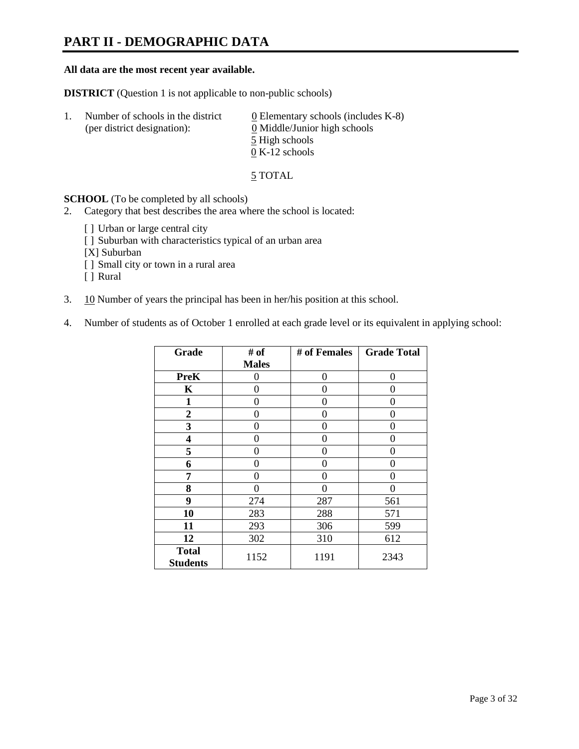# PART II - DEMOGRAPHIC DATA

**All data are the most recent year available.**

**DISTRICT** (Question 1 is not applicable to non-public schools)

1. Number of schools in the district (per district designation):
   - 0 Elementary schools (includes K-8)
   - 0 Middle/Junior high schools
   - 5 High schools
   - 0 K-12 schools

   5 TOTAL

**SCHOOL** (To be completed by all schools)

2. Category that best describes the area where the school is located:

   [ ] Urban or large central city
   [ ] Suburban with characteristics typical of an urban area
   [X] Suburban
   [ ] Small city or town in a rural area
   [ ] Rural

3. 10 Number of years the principal has been in her/his position at this school.

4. Number of students as of October 1 enrolled at each grade level or its equivalent in applying school:

| Grade | # of Males | # of Females | Grade Total |
|---|---|---|---|
| **PreK** | 0 | 0 | 0 |
| **K** | 0 | 0 | 0 |
| **1** | 0 | 0 | 0 |
| **2** | 0 | 0 | 0 |
| **3** | 0 | 0 | 0 |
| **4** | 0 | 0 | 0 |
| **5** | 0 | 0 | 0 |
| **6** | 0 | 0 | 0 |
| **7** | 0 | 0 | 0 |
| **8** | 0 | 0 | 0 |
| **9** | 274 | 287 | 561 |
| **10** | 283 | 288 | 571 |
| **11** | 293 | 306 | 599 |
| **12** | 302 | 310 | 612 |
| **Total Students** | 1152 | 1191 | 2343 |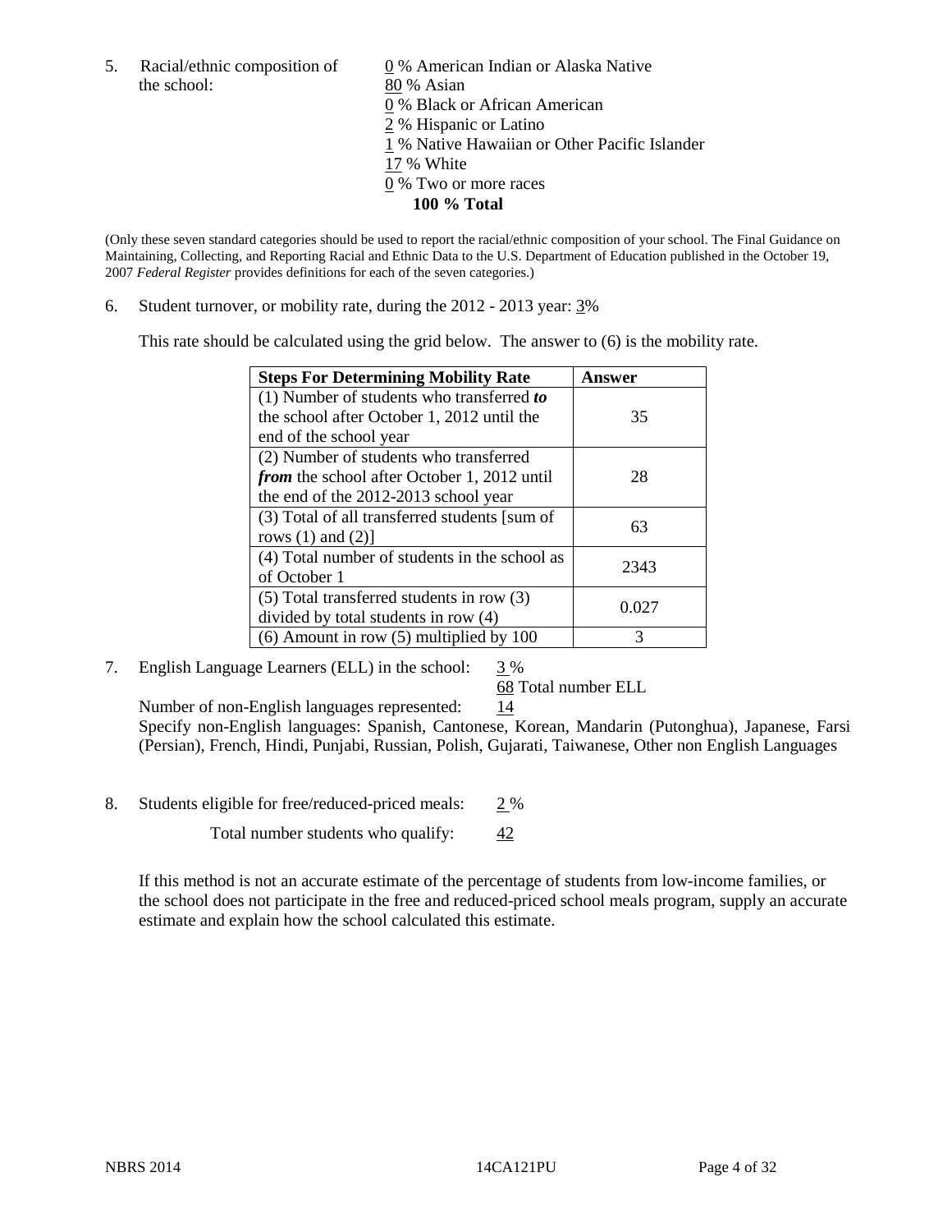5. Racial/ethnic composition of the school:

0 % American Indian or Alaska Native
80 % Asian
0 % Black or African American
2 % Hispanic or Latino
1 % Native Hawaiian or Other Pacific Islander
17 % White
0 % Two or more races
**100 % Total**

(Only these seven standard categories should be used to report the racial/ethnic composition of your school. The Final Guidance on Maintaining, Collecting, and Reporting Racial and Ethnic Data to the U.S. Department of Education published in the October 19, 2007 *Federal Register* provides definitions for each of the seven categories.)

6. Student turnover, or mobility rate, during the 2012 - 2013 year: 3%

This rate should be calculated using the grid below. The answer to (6) is the mobility rate.

| **Steps For Determining Mobility Rate** | **Answer** |
| --- | --- |
| (1) Number of students who transferred ***to*** the school after October 1, 2012 until the end of the school year | 35 |
| (2) Number of students who transferred ***from*** the school after October 1, 2012 until the end of the 2012-2013 school year | 28 |
| (3) Total of all transferred students [sum of rows (1) and (2)] | 63 |
| (4) Total number of students in the school as of October 1 | 2343 |
| (5) Total transferred students in row (3) divided by total students in row (4) | 0.027 |
| (6) Amount in row (5) multiplied by 100 | 3 |

7. English Language Learners (ELL) in the school: 3 %

68 Total number ELL

Number of non-English languages represented: 14

Specify non-English languages: Spanish, Cantonese, Korean, Mandarin (Putonghua), Japanese, Farsi (Persian), French, Hindi, Punjabi, Russian, Polish, Gujarati, Taiwanese, Other non English Languages

8. Students eligible for free/reduced-priced meals: 2 %

Total number students who qualify: 42

If this method is not an accurate estimate of the percentage of students from low-income families, or the school does not participate in the free and reduced-priced school meals program, supply an accurate estimate and explain how the school calculated this estimate.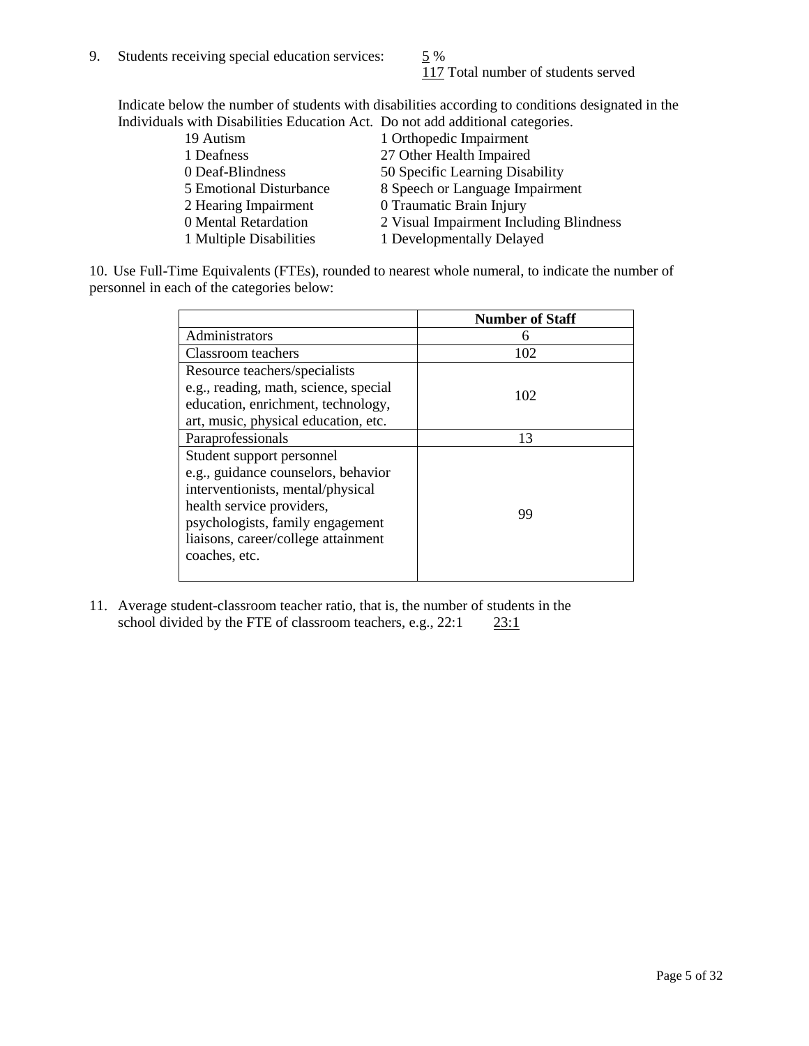9. Students receiving special education services: 5 %
   117 Total number of students served

   Indicate below the number of students with disabilities according to conditions designated in the Individuals with Disabilities Education Act. Do not add additional categories.

| | |
|---|---|
| 19 Autism | 1 Orthopedic Impairment |
| 1 Deafness | 27 Other Health Impaired |
| 0 Deaf-Blindness | 50 Specific Learning Disability |
| 5 Emotional Disturbance | 8 Speech or Language Impairment |
| 2 Hearing Impairment | 0 Traumatic Brain Injury |
| 0 Mental Retardation | 2 Visual Impairment Including Blindness |
| 1 Multiple Disabilities | 1 Developmentally Delayed |

10. Use Full-Time Equivalents (FTEs), rounded to nearest whole numeral, to indicate the number of personnel in each of the categories below:

| | **Number of Staff** |
|---|---|
| Administrators | 6 |
| Classroom teachers | 102 |
| Resource teachers/specialists e.g., reading, math, science, special education, enrichment, technology, art, music, physical education, etc. | 102 |
| Paraprofessionals | 13 |
| Student support personnel e.g., guidance counselors, behavior interventionists, mental/physical health service providers, psychologists, family engagement liaisons, career/college attainment coaches, etc. | 99 |

11. Average student-classroom teacher ratio, that is, the number of students in the school divided by the FTE of classroom teachers, e.g., 22:1 23:1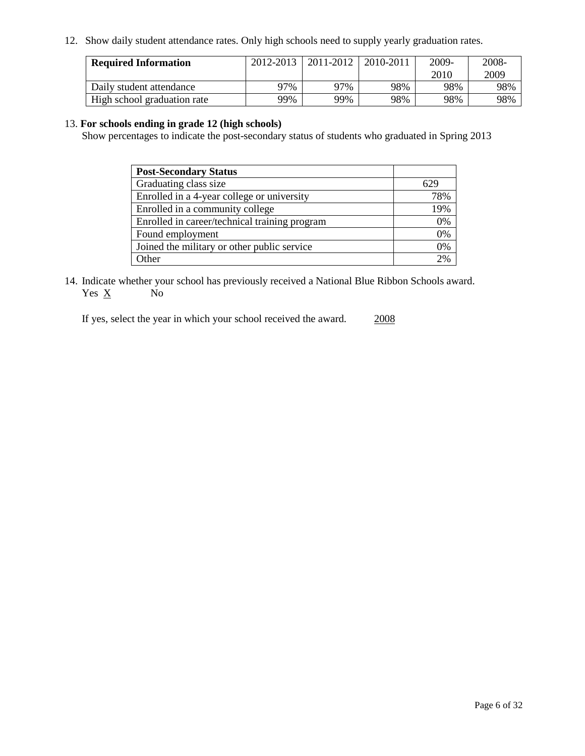12. Show daily student attendance rates. Only high schools need to supply yearly graduation rates.

| Required Information | 2012-2013 | 2011-2012 | 2010-2011 | 2009-2010 | 2008-2009 |
|---|---|---|---|---|---|
| Daily student attendance | 97% | 97% | 98% | 98% | 98% |
| High school graduation rate | 99% | 99% | 98% | 98% | 98% |

13. **For schools ending in grade 12 (high schools)**
Show percentages to indicate the post-secondary status of students who graduated in Spring 2013

| Post-Secondary Status | |
|---|---|
| Graduating class size | 629 |
| Enrolled in a 4-year college or university | 78% |
| Enrolled in a community college | 19% |
| Enrolled in career/technical training program | 0% |
| Found employment | 0% |
| Joined the military or other public service | 0% |
| Other | 2% |

14. Indicate whether your school has previously received a National Blue Ribbon Schools award.
Yes X No

If yes, select the year in which your school received the award. 2008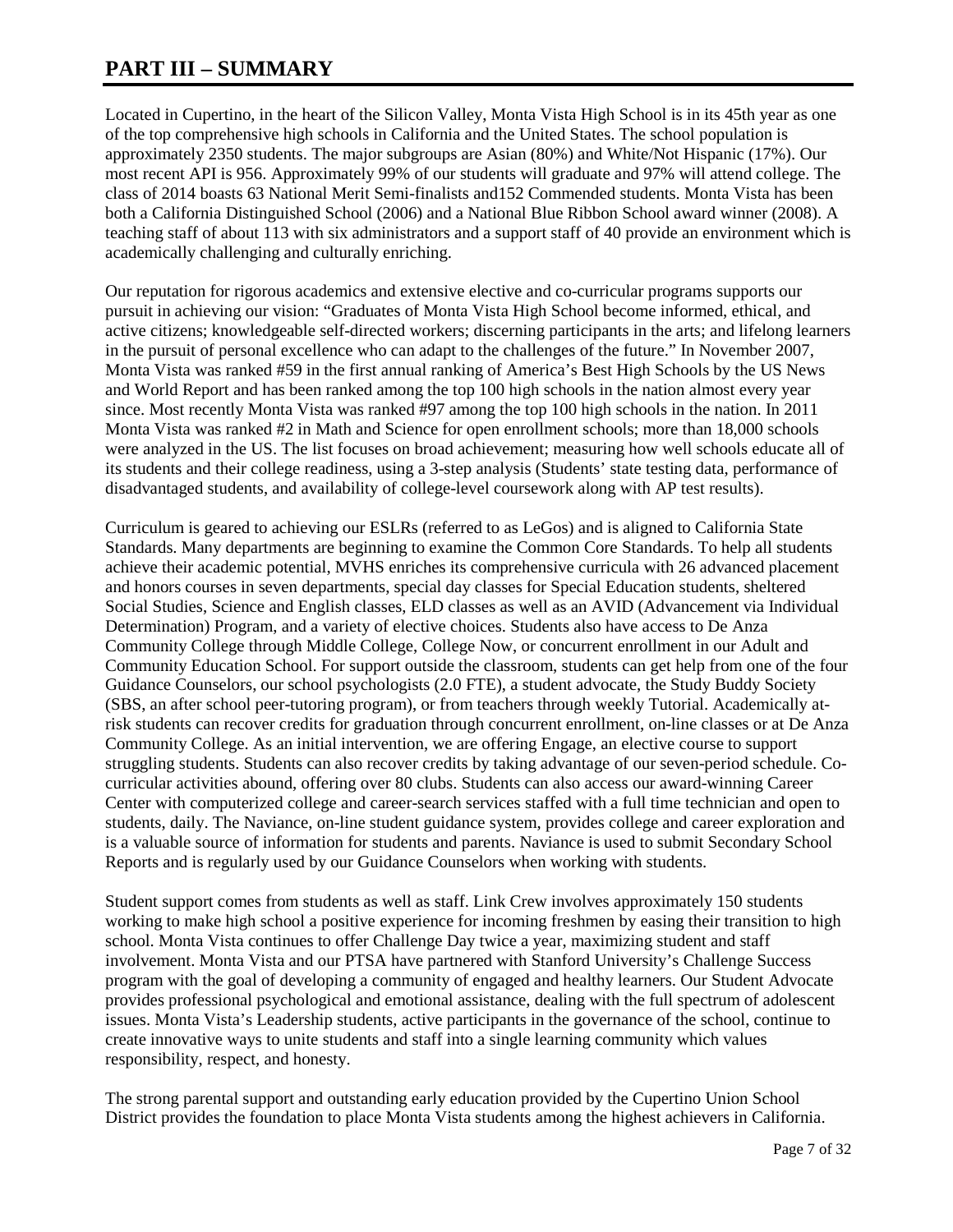# PART III – SUMMARY

Located in Cupertino, in the heart of the Silicon Valley, Monta Vista High School is in its 45th year as one of the top comprehensive high schools in California and the United States. The school population is approximately 2350 students. The major subgroups are Asian (80%) and White/Not Hispanic (17%). Our most recent API is 956. Approximately 99% of our students will graduate and 97% will attend college. The class of 2014 boasts 63 National Merit Semi-finalists and152 Commended students. Monta Vista has been both a California Distinguished School (2006) and a National Blue Ribbon School award winner (2008). A teaching staff of about 113 with six administrators and a support staff of 40 provide an environment which is academically challenging and culturally enriching.

Our reputation for rigorous academics and extensive elective and co-curricular programs supports our pursuit in achieving our vision: "Graduates of Monta Vista High School become informed, ethical, and active citizens; knowledgeable self-directed workers; discerning participants in the arts; and lifelong learners in the pursuit of personal excellence who can adapt to the challenges of the future." In November 2007, Monta Vista was ranked #59 in the first annual ranking of America's Best High Schools by the US News and World Report and has been ranked among the top 100 high schools in the nation almost every year since. Most recently Monta Vista was ranked #97 among the top 100 high schools in the nation. In 2011 Monta Vista was ranked #2 in Math and Science for open enrollment schools; more than 18,000 schools were analyzed in the US. The list focuses on broad achievement; measuring how well schools educate all of its students and their college readiness, using a 3-step analysis (Students' state testing data, performance of disadvantaged students, and availability of college-level coursework along with AP test results).

Curriculum is geared to achieving our ESLRs (referred to as LeGos) and is aligned to California State Standards. Many departments are beginning to examine the Common Core Standards. To help all students achieve their academic potential, MVHS enriches its comprehensive curricula with 26 advanced placement and honors courses in seven departments, special day classes for Special Education students, sheltered Social Studies, Science and English classes, ELD classes as well as an AVID (Advancement via Individual Determination) Program, and a variety of elective choices. Students also have access to De Anza Community College through Middle College, College Now, or concurrent enrollment in our Adult and Community Education School. For support outside the classroom, students can get help from one of the four Guidance Counselors, our school psychologists (2.0 FTE), a student advocate, the Study Buddy Society (SBS, an after school peer-tutoring program), or from teachers through weekly Tutorial. Academically at-risk students can recover credits for graduation through concurrent enrollment, on-line classes or at De Anza Community College. As an initial intervention, we are offering Engage, an elective course to support struggling students. Students can also recover credits by taking advantage of our seven-period schedule. Co-curricular activities abound, offering over 80 clubs. Students can also access our award-winning Career Center with computerized college and career-search services staffed with a full time technician and open to students, daily. The Naviance, on-line student guidance system, provides college and career exploration and is a valuable source of information for students and parents. Naviance is used to submit Secondary School Reports and is regularly used by our Guidance Counselors when working with students.

Student support comes from students as well as staff. Link Crew involves approximately 150 students working to make high school a positive experience for incoming freshmen by easing their transition to high school. Monta Vista continues to offer Challenge Day twice a year, maximizing student and staff involvement. Monta Vista and our PTSA have partnered with Stanford University's Challenge Success program with the goal of developing a community of engaged and healthy learners. Our Student Advocate provides professional psychological and emotional assistance, dealing with the full spectrum of adolescent issues. Monta Vista's Leadership students, active participants in the governance of the school, continue to create innovative ways to unite students and staff into a single learning community which values responsibility, respect, and honesty.

The strong parental support and outstanding early education provided by the Cupertino Union School District provides the foundation to place Monta Vista students among the highest achievers in California.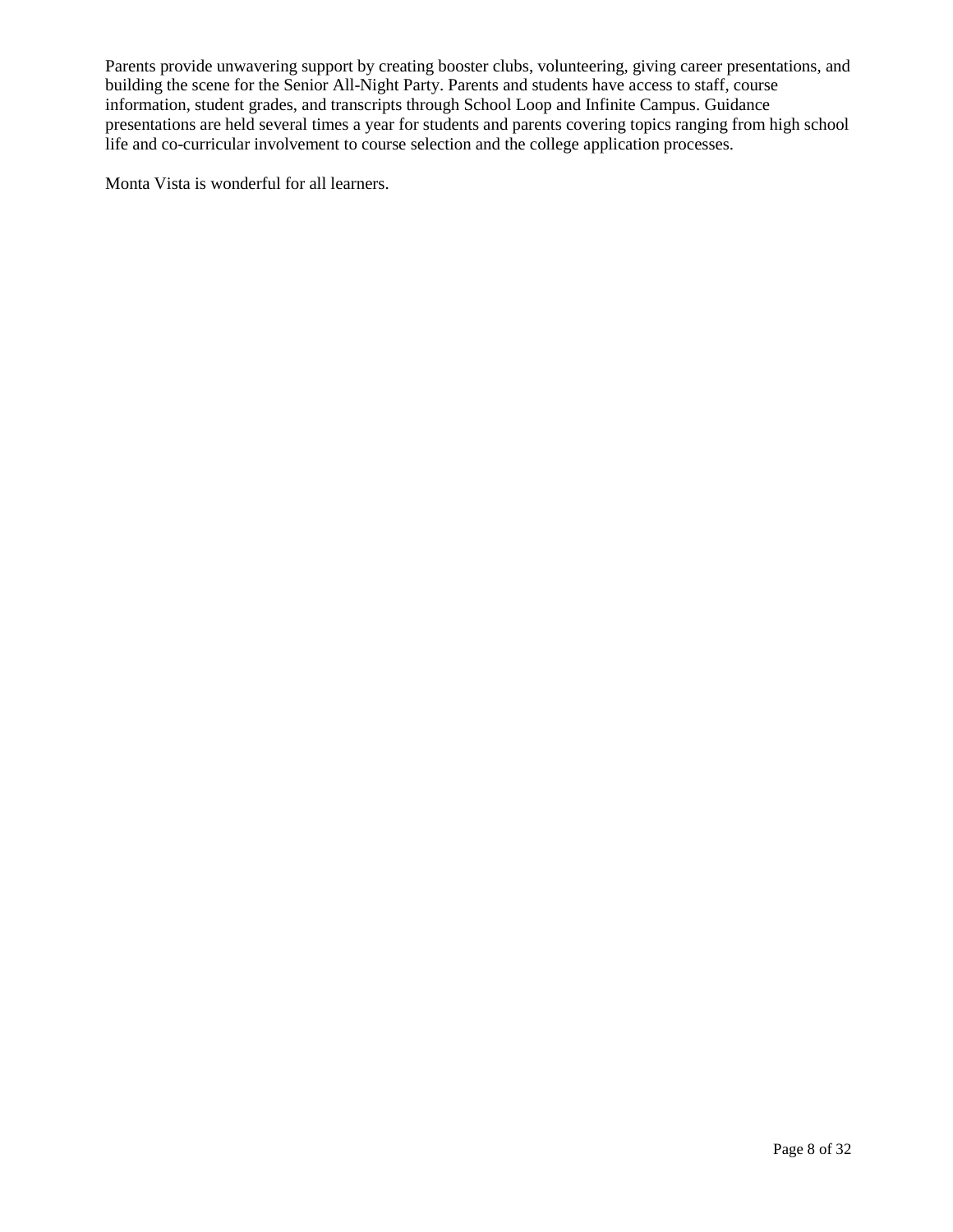Parents provide unwavering support by creating booster clubs, volunteering, giving career presentations, and building the scene for the Senior All-Night Party. Parents and students have access to staff, course information, student grades, and transcripts through School Loop and Infinite Campus. Guidance presentations are held several times a year for students and parents covering topics ranging from high school life and co-curricular involvement to course selection and the college application processes.

Monta Vista is wonderful for all learners.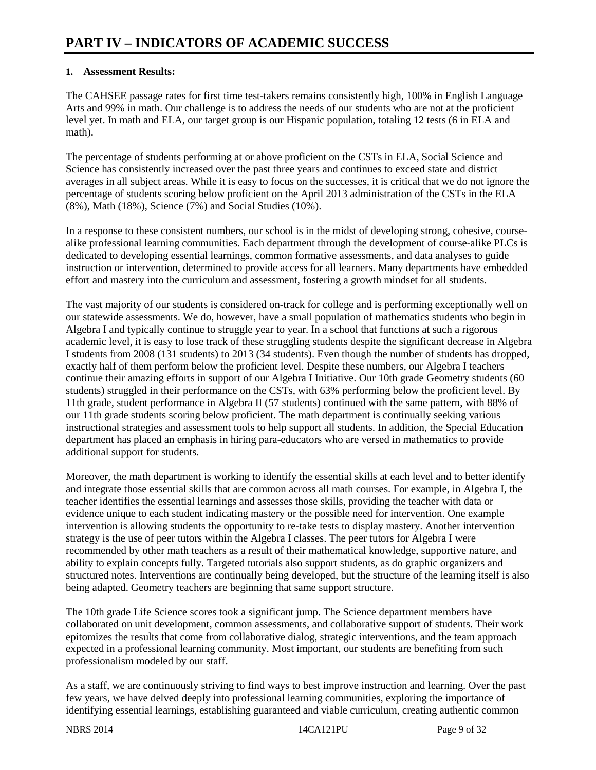# PART IV – INDICATORS OF ACADEMIC SUCCESS

**1. Assessment Results:**

The CAHSEE passage rates for first time test-takers remains consistently high, 100% in English Language Arts and 99% in math. Our challenge is to address the needs of our students who are not at the proficient level yet. In math and ELA, our target group is our Hispanic population, totaling 12 tests (6 in ELA and math).

The percentage of students performing at or above proficient on the CSTs in ELA, Social Science and Science has consistently increased over the past three years and continues to exceed state and district averages in all subject areas. While it is easy to focus on the successes, it is critical that we do not ignore the percentage of students scoring below proficient on the April 2013 administration of the CSTs in the ELA (8%), Math (18%), Science (7%) and Social Studies (10%).

In a response to these consistent numbers, our school is in the midst of developing strong, cohesive, course-alike professional learning communities. Each department through the development of course-alike PLCs is dedicated to developing essential learnings, common formative assessments, and data analyses to guide instruction or intervention, determined to provide access for all learners. Many departments have embedded effort and mastery into the curriculum and assessment, fostering a growth mindset for all students.

The vast majority of our students is considered on-track for college and is performing exceptionally well on our statewide assessments. We do, however, have a small population of mathematics students who begin in Algebra I and typically continue to struggle year to year. In a school that functions at such a rigorous academic level, it is easy to lose track of these struggling students despite the significant decrease in Algebra I students from 2008 (131 students) to 2013 (34 students). Even though the number of students has dropped, exactly half of them perform below the proficient level. Despite these numbers, our Algebra I teachers continue their amazing efforts in support of our Algebra I Initiative. Our 10th grade Geometry students (60 students) struggled in their performance on the CSTs, with 63% performing below the proficient level. By 11th grade, student performance in Algebra II (57 students) continued with the same pattern, with 88% of our 11th grade students scoring below proficient. The math department is continually seeking various instructional strategies and assessment tools to help support all students. In addition, the Special Education department has placed an emphasis in hiring para-educators who are versed in mathematics to provide additional support for students.

Moreover, the math department is working to identify the essential skills at each level and to better identify and integrate those essential skills that are common across all math courses. For example, in Algebra I, the teacher identifies the essential learnings and assesses those skills, providing the teacher with data or evidence unique to each student indicating mastery or the possible need for intervention. One example intervention is allowing students the opportunity to re-take tests to display mastery. Another intervention strategy is the use of peer tutors within the Algebra I classes. The peer tutors for Algebra I were recommended by other math teachers as a result of their mathematical knowledge, supportive nature, and ability to explain concepts fully. Targeted tutorials also support students, as do graphic organizers and structured notes. Interventions are continually being developed, but the structure of the learning itself is also being adapted. Geometry teachers are beginning that same support structure.

The 10th grade Life Science scores took a significant jump. The Science department members have collaborated on unit development, common assessments, and collaborative support of students. Their work epitomizes the results that come from collaborative dialog, strategic interventions, and the team approach expected in a professional learning community. Most important, our students are benefiting from such professionalism modeled by our staff.

As a staff, we are continuously striving to find ways to best improve instruction and learning. Over the past few years, we have delved deeply into professional learning communities, exploring the importance of identifying essential learnings, establishing guaranteed and viable curriculum, creating authentic common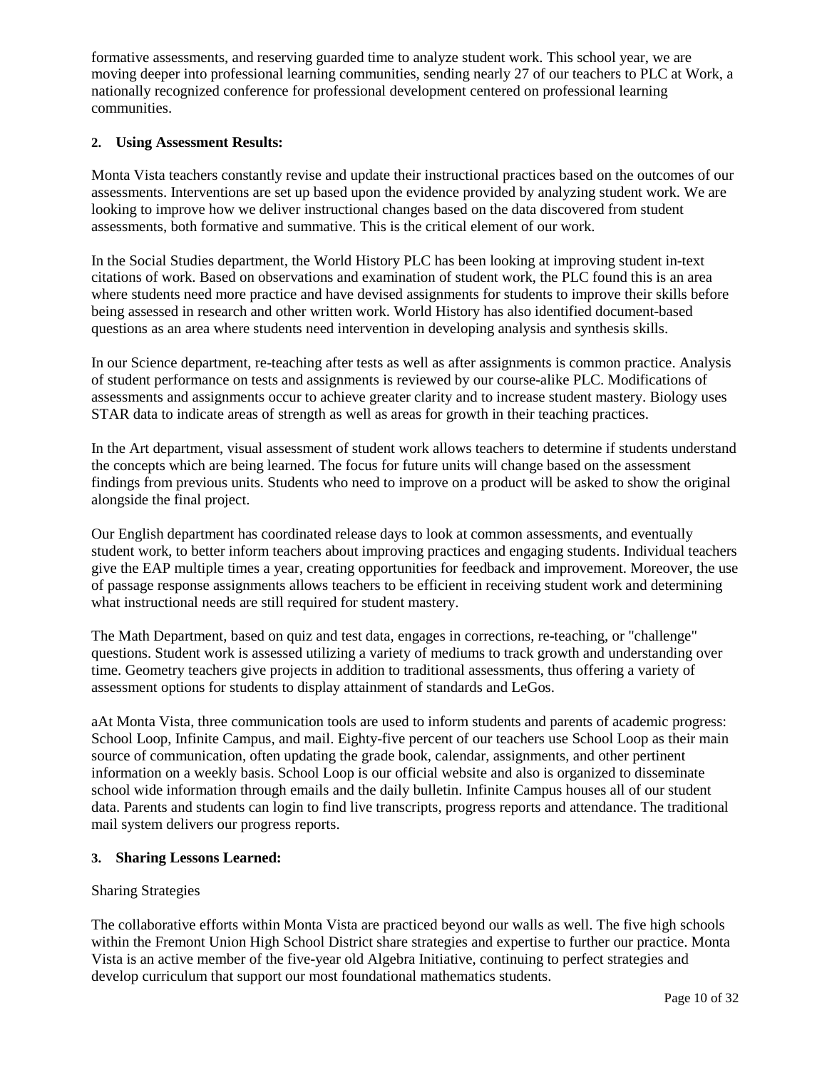formative assessments, and reserving guarded time to analyze student work. This school year, we are moving deeper into professional learning communities, sending nearly 27 of our teachers to PLC at Work, a nationally recognized conference for professional development centered on professional learning communities.

**2. Using Assessment Results:**

Monta Vista teachers constantly revise and update their instructional practices based on the outcomes of our assessments. Interventions are set up based upon the evidence provided by analyzing student work. We are looking to improve how we deliver instructional changes based on the data discovered from student assessments, both formative and summative. This is the critical element of our work.

In the Social Studies department, the World History PLC has been looking at improving student in-text citations of work. Based on observations and examination of student work, the PLC found this is an area where students need more practice and have devised assignments for students to improve their skills before being assessed in research and other written work. World History has also identified document-based questions as an area where students need intervention in developing analysis and synthesis skills.

In our Science department, re-teaching after tests as well as after assignments is common practice. Analysis of student performance on tests and assignments is reviewed by our course-alike PLC. Modifications of assessments and assignments occur to achieve greater clarity and to increase student mastery. Biology uses STAR data to indicate areas of strength as well as areas for growth in their teaching practices.

In the Art department, visual assessment of student work allows teachers to determine if students understand the concepts which are being learned. The focus for future units will change based on the assessment findings from previous units. Students who need to improve on a product will be asked to show the original alongside the final project.

Our English department has coordinated release days to look at common assessments, and eventually student work, to better inform teachers about improving practices and engaging students. Individual teachers give the EAP multiple times a year, creating opportunities for feedback and improvement. Moreover, the use of passage response assignments allows teachers to be efficient in receiving student work and determining what instructional needs are still required for student mastery.

The Math Department, based on quiz and test data, engages in corrections, re-teaching, or "challenge" questions. Student work is assessed utilizing a variety of mediums to track growth and understanding over time. Geometry teachers give projects in addition to traditional assessments, thus offering a variety of assessment options for students to display attainment of standards and LeGos.

aAt Monta Vista, three communication tools are used to inform students and parents of academic progress: School Loop, Infinite Campus, and mail. Eighty-five percent of our teachers use School Loop as their main source of communication, often updating the grade book, calendar, assignments, and other pertinent information on a weekly basis. School Loop is our official website and also is organized to disseminate school wide information through emails and the daily bulletin. Infinite Campus houses all of our student data. Parents and students can login to find live transcripts, progress reports and attendance. The traditional mail system delivers our progress reports.

**3. Sharing Lessons Learned:**

Sharing Strategies

The collaborative efforts within Monta Vista are practiced beyond our walls as well. The five high schools within the Fremont Union High School District share strategies and expertise to further our practice. Monta Vista is an active member of the five-year old Algebra Initiative, continuing to perfect strategies and develop curriculum that support our most foundational mathematics students.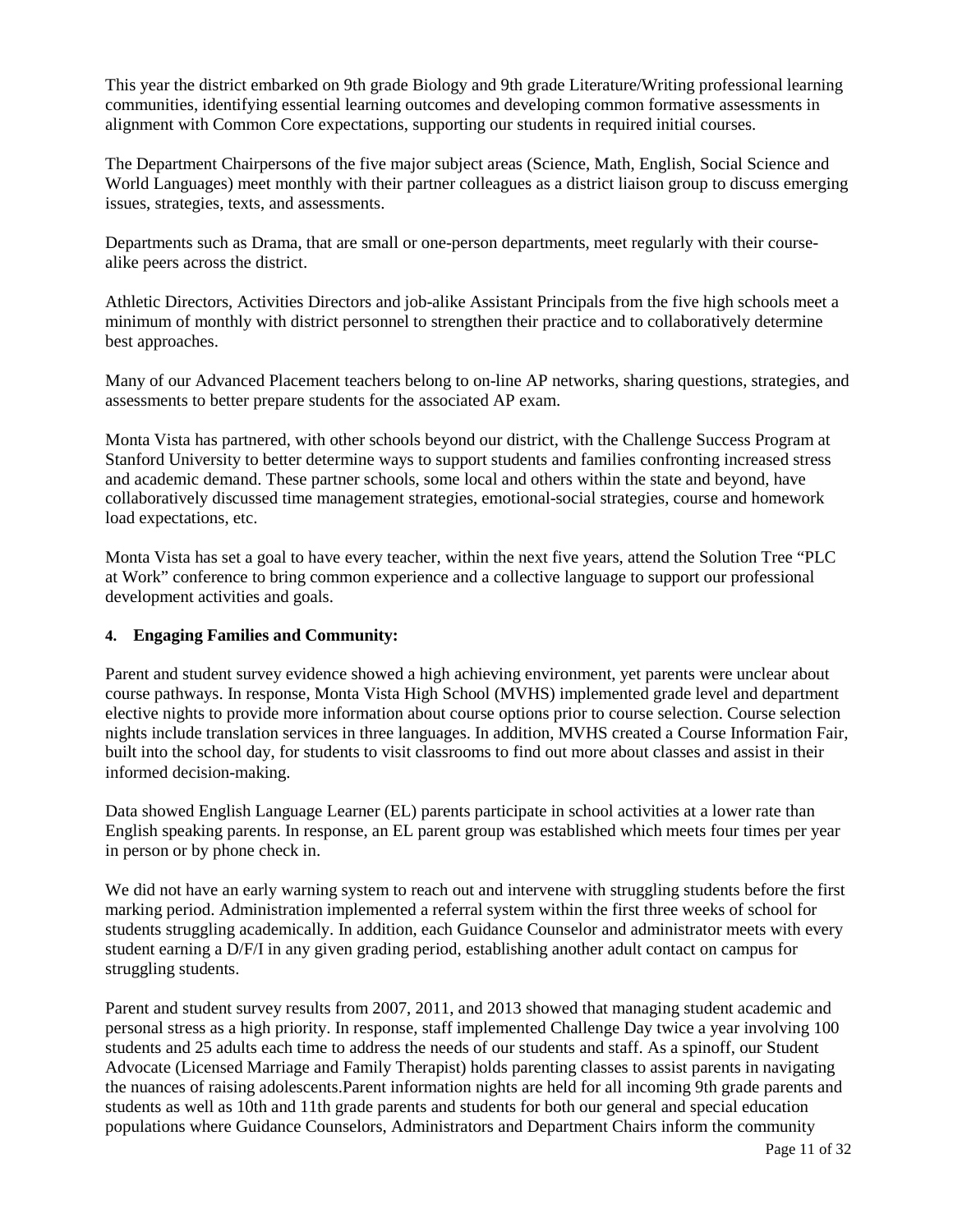This year the district embarked on 9th grade Biology and 9th grade Literature/Writing professional learning communities, identifying essential learning outcomes and developing common formative assessments in alignment with Common Core expectations, supporting our students in required initial courses.

The Department Chairpersons of the five major subject areas (Science, Math, English, Social Science and World Languages) meet monthly with their partner colleagues as a district liaison group to discuss emerging issues, strategies, texts, and assessments.

Departments such as Drama, that are small or one-person departments, meet regularly with their course-alike peers across the district.

Athletic Directors, Activities Directors and job-alike Assistant Principals from the five high schools meet a minimum of monthly with district personnel to strengthen their practice and to collaboratively determine best approaches.

Many of our Advanced Placement teachers belong to on-line AP networks, sharing questions, strategies, and assessments to better prepare students for the associated AP exam.

Monta Vista has partnered, with other schools beyond our district, with the Challenge Success Program at Stanford University to better determine ways to support students and families confronting increased stress and academic demand. These partner schools, some local and others within the state and beyond, have collaboratively discussed time management strategies, emotional-social strategies, course and homework load expectations, etc.

Monta Vista has set a goal to have every teacher, within the next five years, attend the Solution Tree "PLC at Work" conference to bring common experience and a collective language to support our professional development activities and goals.

**4. Engaging Families and Community:**

Parent and student survey evidence showed a high achieving environment, yet parents were unclear about course pathways. In response, Monta Vista High School (MVHS) implemented grade level and department elective nights to provide more information about course options prior to course selection. Course selection nights include translation services in three languages. In addition, MVHS created a Course Information Fair, built into the school day, for students to visit classrooms to find out more about classes and assist in their informed decision-making.

Data showed English Language Learner (EL) parents participate in school activities at a lower rate than English speaking parents. In response, an EL parent group was established which meets four times per year in person or by phone check in.

We did not have an early warning system to reach out and intervene with struggling students before the first marking period. Administration implemented a referral system within the first three weeks of school for students struggling academically. In addition, each Guidance Counselor and administrator meets with every student earning a D/F/I in any given grading period, establishing another adult contact on campus for struggling students.

Parent and student survey results from 2007, 2011, and 2013 showed that managing student academic and personal stress as a high priority. In response, staff implemented Challenge Day twice a year involving 100 students and 25 adults each time to address the needs of our students and staff. As a spinoff, our Student Advocate (Licensed Marriage and Family Therapist) holds parenting classes to assist parents in navigating the nuances of raising adolescents.Parent information nights are held for all incoming 9th grade parents and students as well as 10th and 11th grade parents and students for both our general and special education populations where Guidance Counselors, Administrators and Department Chairs inform the community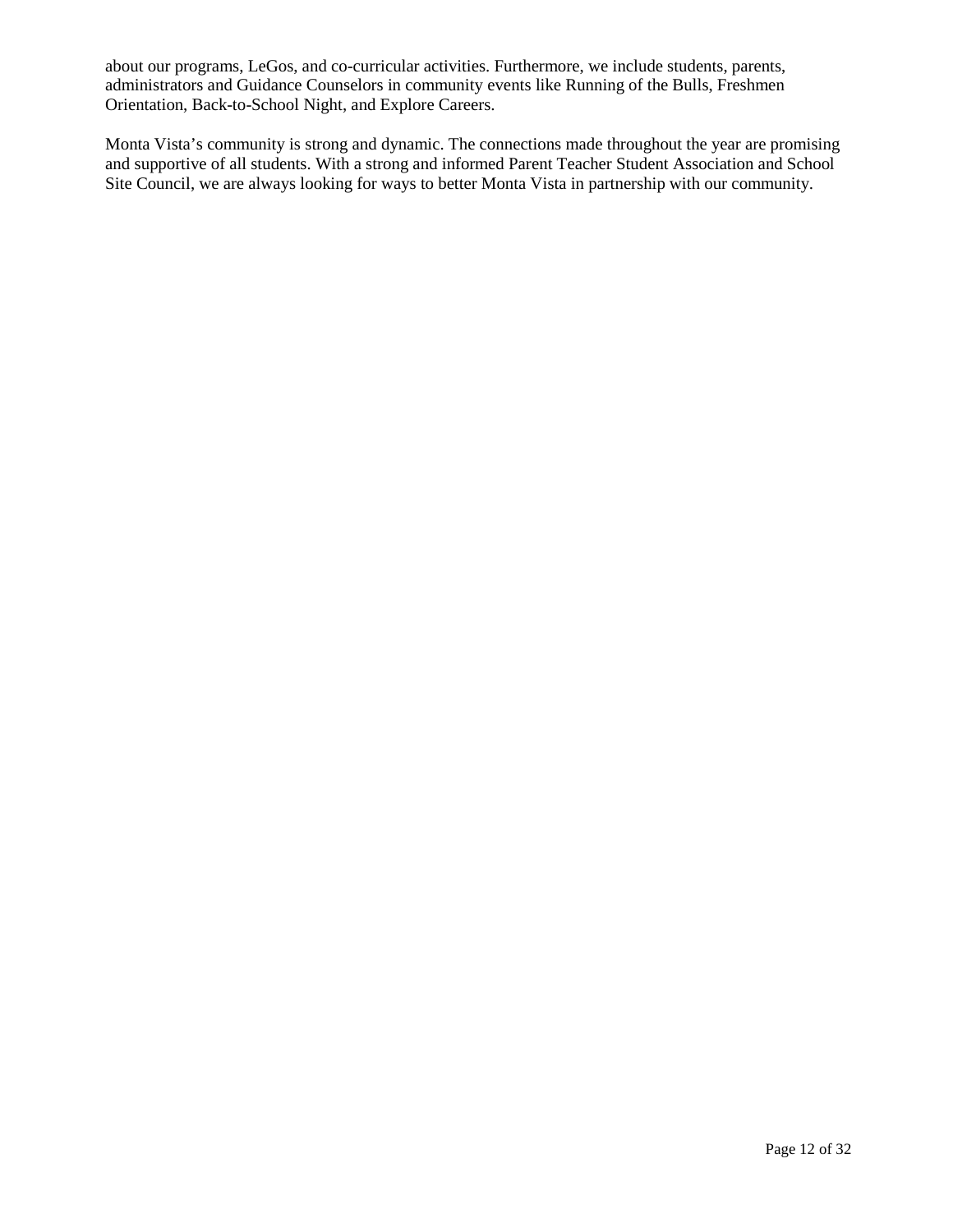about our programs, LeGos, and co-curricular activities. Furthermore, we include students, parents, administrators and Guidance Counselors in community events like Running of the Bulls, Freshmen Orientation, Back-to-School Night, and Explore Careers.

Monta Vista's community is strong and dynamic. The connections made throughout the year are promising and supportive of all students. With a strong and informed Parent Teacher Student Association and School Site Council, we are always looking for ways to better Monta Vista in partnership with our community.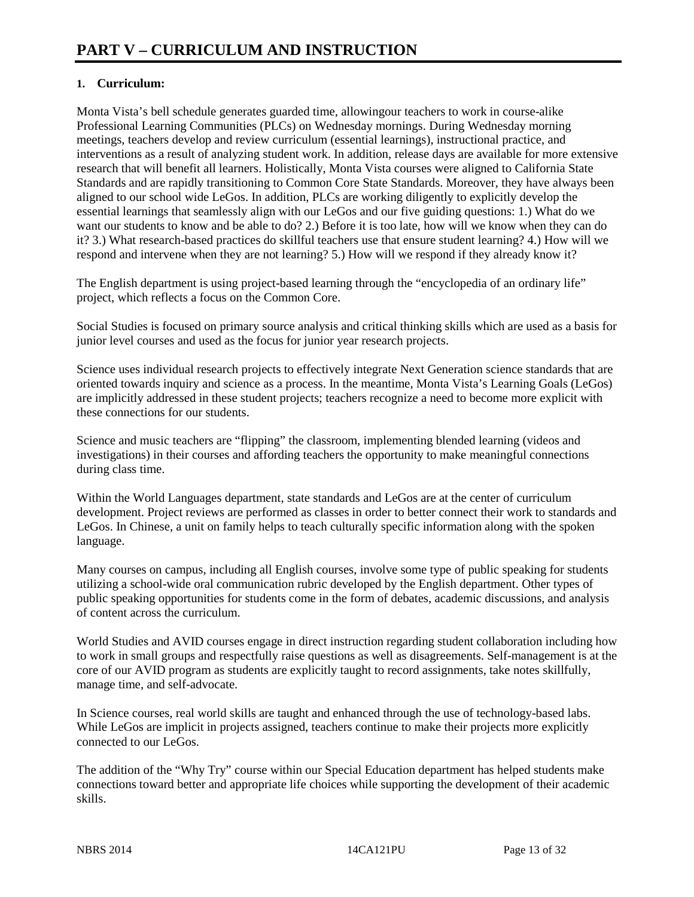# PART V – CURRICULUM AND INSTRUCTION

**1. Curriculum:**

Monta Vista's bell schedule generates guarded time, allowingour teachers to work in course-alike Professional Learning Communities (PLCs) on Wednesday mornings. During Wednesday morning meetings, teachers develop and review curriculum (essential learnings), instructional practice, and interventions as a result of analyzing student work. In addition, release days are available for more extensive research that will benefit all learners. Holistically, Monta Vista courses were aligned to California State Standards and are rapidly transitioning to Common Core State Standards. Moreover, they have always been aligned to our school wide LeGos. In addition, PLCs are working diligently to explicitly develop the essential learnings that seamlessly align with our LeGos and our five guiding questions: 1.) What do we want our students to know and be able to do? 2.) Before it is too late, how will we know when they can do it? 3.) What research-based practices do skillful teachers use that ensure student learning? 4.) How will we respond and intervene when they are not learning? 5.) How will we respond if they already know it?

The English department is using project-based learning through the "encyclopedia of an ordinary life" project, which reflects a focus on the Common Core.

Social Studies is focused on primary source analysis and critical thinking skills which are used as a basis for junior level courses and used as the focus for junior year research projects.

Science uses individual research projects to effectively integrate Next Generation science standards that are oriented towards inquiry and science as a process. In the meantime, Monta Vista's Learning Goals (LeGos) are implicitly addressed in these student projects; teachers recognize a need to become more explicit with these connections for our students.

Science and music teachers are "flipping" the classroom, implementing blended learning (videos and investigations) in their courses and affording teachers the opportunity to make meaningful connections during class time.

Within the World Languages department, state standards and LeGos are at the center of curriculum development. Project reviews are performed as classes in order to better connect their work to standards and LeGos. In Chinese, a unit on family helps to teach culturally specific information along with the spoken language.

Many courses on campus, including all English courses, involve some type of public speaking for students utilizing a school-wide oral communication rubric developed by the English department. Other types of public speaking opportunities for students come in the form of debates, academic discussions, and analysis of content across the curriculum.

World Studies and AVID courses engage in direct instruction regarding student collaboration including how to work in small groups and respectfully raise questions as well as disagreements. Self-management is at the core of our AVID program as students are explicitly taught to record assignments, take notes skillfully, manage time, and self-advocate.

In Science courses, real world skills are taught and enhanced through the use of technology-based labs. While LeGos are implicit in projects assigned, teachers continue to make their projects more explicitly connected to our LeGos.

The addition of the "Why Try" course within our Special Education department has helped students make connections toward better and appropriate life choices while supporting the development of their academic skills.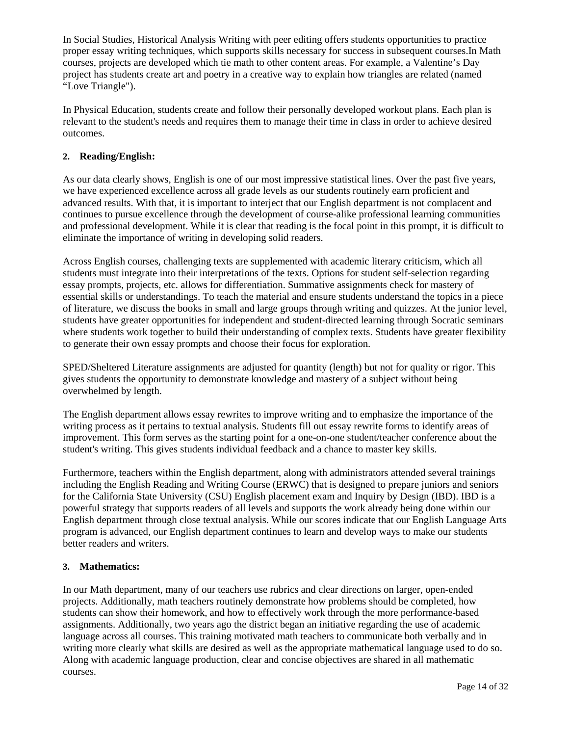In Social Studies, Historical Analysis Writing with peer editing offers students opportunities to practice proper essay writing techniques, which supports skills necessary for success in subsequent courses.In Math courses, projects are developed which tie math to other content areas. For example, a Valentine's Day project has students create art and poetry in a creative way to explain how triangles are related (named "Love Triangle").

In Physical Education, students create and follow their personally developed workout plans. Each plan is relevant to the student's needs and requires them to manage their time in class in order to achieve desired outcomes.

**2. Reading/English:**

As our data clearly shows, English is one of our most impressive statistical lines. Over the past five years, we have experienced excellence across all grade levels as our students routinely earn proficient and advanced results. With that, it is important to interject that our English department is not complacent and continues to pursue excellence through the development of course-alike professional learning communities and professional development. While it is clear that reading is the focal point in this prompt, it is difficult to eliminate the importance of writing in developing solid readers.

Across English courses, challenging texts are supplemented with academic literary criticism, which all students must integrate into their interpretations of the texts. Options for student self-selection regarding essay prompts, projects, etc. allows for differentiation. Summative assignments check for mastery of essential skills or understandings. To teach the material and ensure students understand the topics in a piece of literature, we discuss the books in small and large groups through writing and quizzes. At the junior level, students have greater opportunities for independent and student-directed learning through Socratic seminars where students work together to build their understanding of complex texts. Students have greater flexibility to generate their own essay prompts and choose their focus for exploration.

SPED/Sheltered Literature assignments are adjusted for quantity (length) but not for quality or rigor. This gives students the opportunity to demonstrate knowledge and mastery of a subject without being overwhelmed by length.

The English department allows essay rewrites to improve writing and to emphasize the importance of the writing process as it pertains to textual analysis. Students fill out essay rewrite forms to identify areas of improvement. This form serves as the starting point for a one-on-one student/teacher conference about the student's writing. This gives students individual feedback and a chance to master key skills.

Furthermore, teachers within the English department, along with administrators attended several trainings including the English Reading and Writing Course (ERWC) that is designed to prepare juniors and seniors for the California State University (CSU) English placement exam and Inquiry by Design (IBD). IBD is a powerful strategy that supports readers of all levels and supports the work already being done within our English department through close textual analysis. While our scores indicate that our English Language Arts program is advanced, our English department continues to learn and develop ways to make our students better readers and writers.

**3. Mathematics:**

In our Math department, many of our teachers use rubrics and clear directions on larger, open-ended projects. Additionally, math teachers routinely demonstrate how problems should be completed, how students can show their homework, and how to effectively work through the more performance-based assignments. Additionally, two years ago the district began an initiative regarding the use of academic language across all courses. This training motivated math teachers to communicate both verbally and in writing more clearly what skills are desired as well as the appropriate mathematical language used to do so. Along with academic language production, clear and concise objectives are shared in all mathematic courses.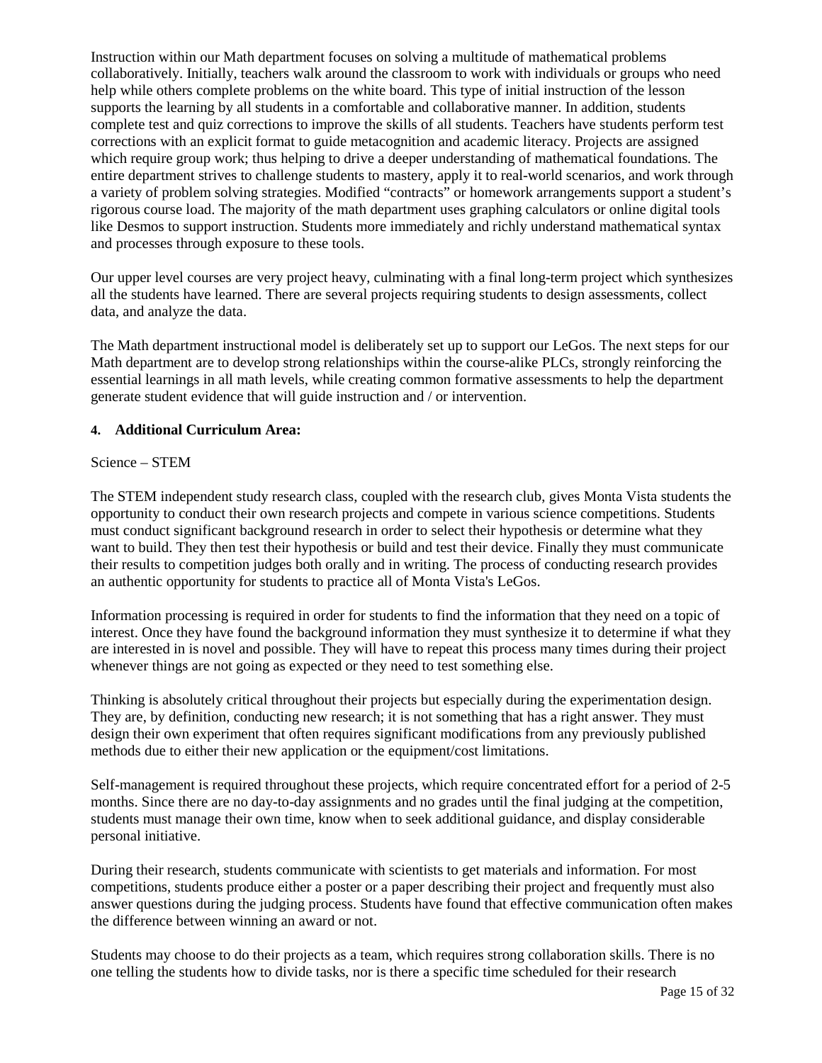Instruction within our Math department focuses on solving a multitude of mathematical problems collaboratively. Initially, teachers walk around the classroom to work with individuals or groups who need help while others complete problems on the white board. This type of initial instruction of the lesson supports the learning by all students in a comfortable and collaborative manner. In addition, students complete test and quiz corrections to improve the skills of all students. Teachers have students perform test corrections with an explicit format to guide metacognition and academic literacy. Projects are assigned which require group work; thus helping to drive a deeper understanding of mathematical foundations. The entire department strives to challenge students to mastery, apply it to real-world scenarios, and work through a variety of problem solving strategies. Modified "contracts" or homework arrangements support a student's rigorous course load. The majority of the math department uses graphing calculators or online digital tools like Desmos to support instruction. Students more immediately and richly understand mathematical syntax and processes through exposure to these tools.

Our upper level courses are very project heavy, culminating with a final long-term project which synthesizes all the students have learned. There are several projects requiring students to design assessments, collect data, and analyze the data.

The Math department instructional model is deliberately set up to support our LeGos. The next steps for our Math department are to develop strong relationships within the course-alike PLCs, strongly reinforcing the essential learnings in all math levels, while creating common formative assessments to help the department generate student evidence that will guide instruction and / or intervention.

**4. Additional Curriculum Area:**

Science – STEM

The STEM independent study research class, coupled with the research club, gives Monta Vista students the opportunity to conduct their own research projects and compete in various science competitions. Students must conduct significant background research in order to select their hypothesis or determine what they want to build. They then test their hypothesis or build and test their device. Finally they must communicate their results to competition judges both orally and in writing. The process of conducting research provides an authentic opportunity for students to practice all of Monta Vista's LeGos.

Information processing is required in order for students to find the information that they need on a topic of interest. Once they have found the background information they must synthesize it to determine if what they are interested in is novel and possible. They will have to repeat this process many times during their project whenever things are not going as expected or they need to test something else.

Thinking is absolutely critical throughout their projects but especially during the experimentation design. They are, by definition, conducting new research; it is not something that has a right answer. They must design their own experiment that often requires significant modifications from any previously published methods due to either their new application or the equipment/cost limitations.

Self-management is required throughout these projects, which require concentrated effort for a period of 2-5 months. Since there are no day-to-day assignments and no grades until the final judging at the competition, students must manage their own time, know when to seek additional guidance, and display considerable personal initiative.

During their research, students communicate with scientists to get materials and information. For most competitions, students produce either a poster or a paper describing their project and frequently must also answer questions during the judging process. Students have found that effective communication often makes the difference between winning an award or not.

Students may choose to do their projects as a team, which requires strong collaboration skills. There is no one telling the students how to divide tasks, nor is there a specific time scheduled for their research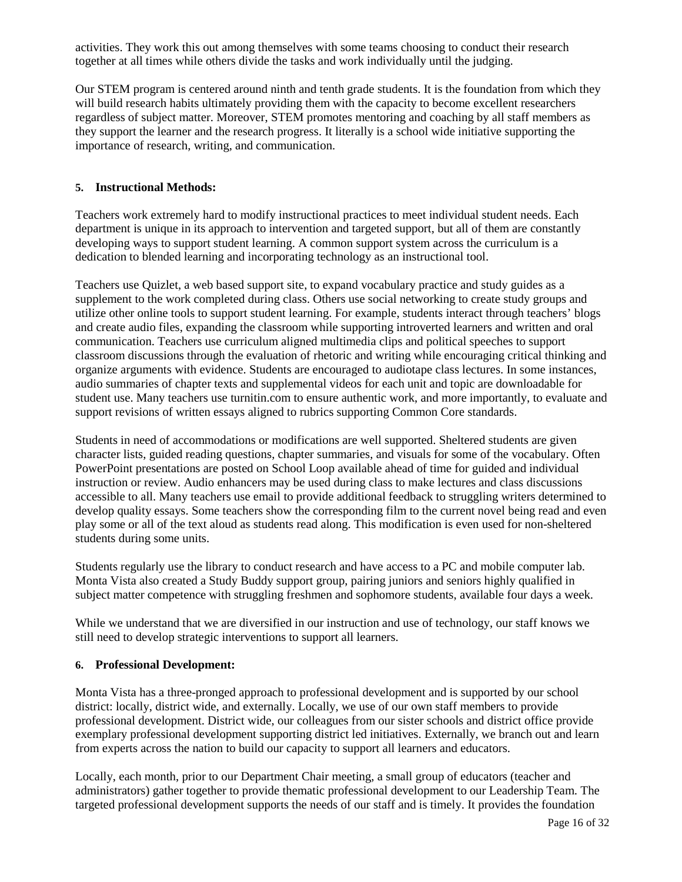activities. They work this out among themselves with some teams choosing to conduct their research together at all times while others divide the tasks and work individually until the judging.

Our STEM program is centered around ninth and tenth grade students. It is the foundation from which they will build research habits ultimately providing them with the capacity to become excellent researchers regardless of subject matter. Moreover, STEM promotes mentoring and coaching by all staff members as they support the learner and the research progress. It literally is a school wide initiative supporting the importance of research, writing, and communication.

**5. Instructional Methods:**

Teachers work extremely hard to modify instructional practices to meet individual student needs. Each department is unique in its approach to intervention and targeted support, but all of them are constantly developing ways to support student learning. A common support system across the curriculum is a dedication to blended learning and incorporating technology as an instructional tool.

Teachers use Quizlet, a web based support site, to expand vocabulary practice and study guides as a supplement to the work completed during class. Others use social networking to create study groups and utilize other online tools to support student learning. For example, students interact through teachers' blogs and create audio files, expanding the classroom while supporting introverted learners and written and oral communication. Teachers use curriculum aligned multimedia clips and political speeches to support classroom discussions through the evaluation of rhetoric and writing while encouraging critical thinking and organize arguments with evidence. Students are encouraged to audiotape class lectures. In some instances, audio summaries of chapter texts and supplemental videos for each unit and topic are downloadable for student use. Many teachers use turnitin.com to ensure authentic work, and more importantly, to evaluate and support revisions of written essays aligned to rubrics supporting Common Core standards.

Students in need of accommodations or modifications are well supported. Sheltered students are given character lists, guided reading questions, chapter summaries, and visuals for some of the vocabulary. Often PowerPoint presentations are posted on School Loop available ahead of time for guided and individual instruction or review. Audio enhancers may be used during class to make lectures and class discussions accessible to all. Many teachers use email to provide additional feedback to struggling writers determined to develop quality essays. Some teachers show the corresponding film to the current novel being read and even play some or all of the text aloud as students read along. This modification is even used for non-sheltered students during some units.

Students regularly use the library to conduct research and have access to a PC and mobile computer lab. Monta Vista also created a Study Buddy support group, pairing juniors and seniors highly qualified in subject matter competence with struggling freshmen and sophomore students, available four days a week.

While we understand that we are diversified in our instruction and use of technology, our staff knows we still need to develop strategic interventions to support all learners.

**6. Professional Development:**

Monta Vista has a three-pronged approach to professional development and is supported by our school district: locally, district wide, and externally. Locally, we use of our own staff members to provide professional development. District wide, our colleagues from our sister schools and district office provide exemplary professional development supporting district led initiatives. Externally, we branch out and learn from experts across the nation to build our capacity to support all learners and educators.

Locally, each month, prior to our Department Chair meeting, a small group of educators (teacher and administrators) gather together to provide thematic professional development to our Leadership Team. The targeted professional development supports the needs of our staff and is timely. It provides the foundation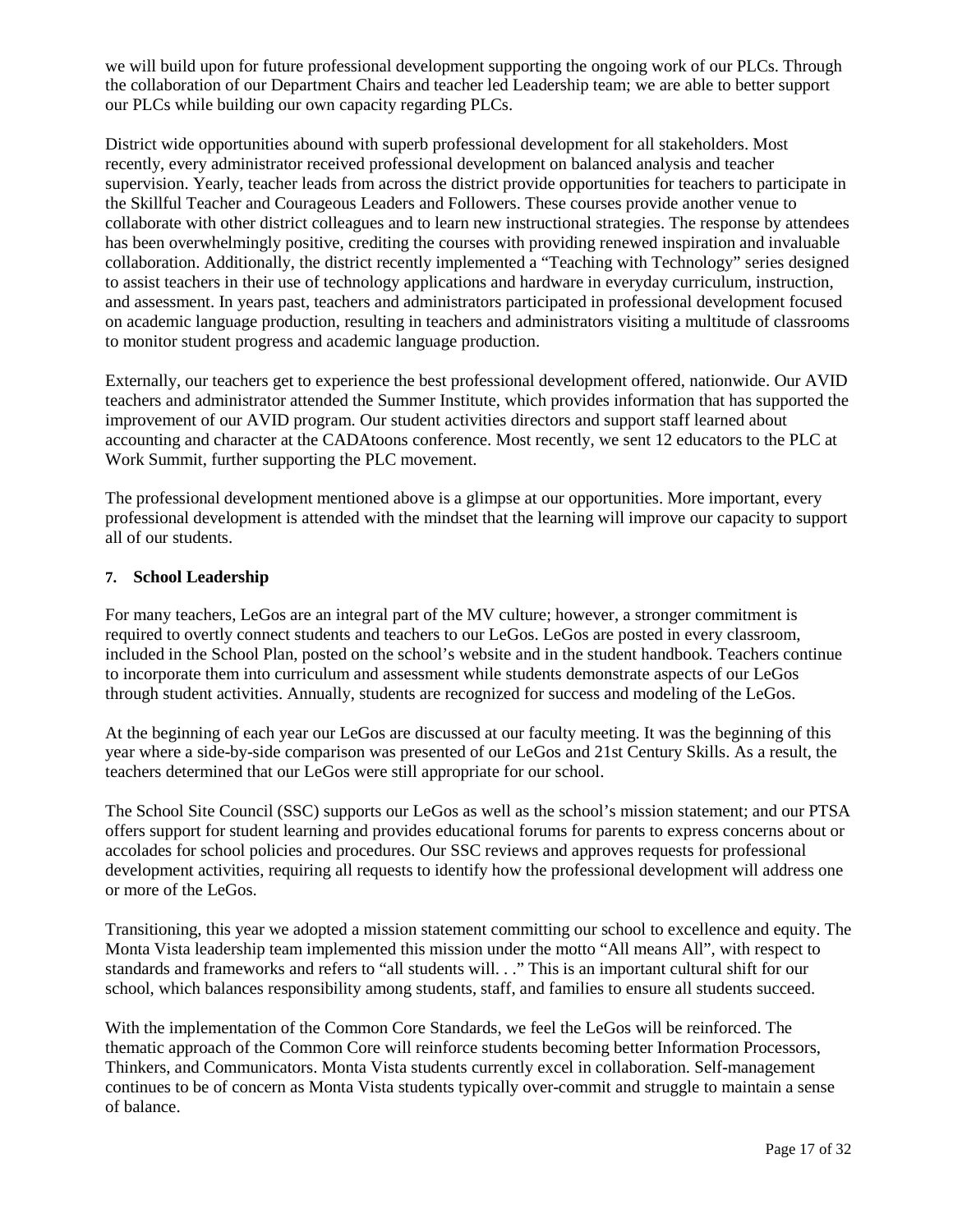we will build upon for future professional development supporting the ongoing work of our PLCs. Through the collaboration of our Department Chairs and teacher led Leadership team; we are able to better support our PLCs while building our own capacity regarding PLCs.

District wide opportunities abound with superb professional development for all stakeholders. Most recently, every administrator received professional development on balanced analysis and teacher supervision. Yearly, teacher leads from across the district provide opportunities for teachers to participate in the Skillful Teacher and Courageous Leaders and Followers. These courses provide another venue to collaborate with other district colleagues and to learn new instructional strategies. The response by attendees has been overwhelmingly positive, crediting the courses with providing renewed inspiration and invaluable collaboration. Additionally, the district recently implemented a "Teaching with Technology" series designed to assist teachers in their use of technology applications and hardware in everyday curriculum, instruction, and assessment. In years past, teachers and administrators participated in professional development focused on academic language production, resulting in teachers and administrators visiting a multitude of classrooms to monitor student progress and academic language production.

Externally, our teachers get to experience the best professional development offered, nationwide. Our AVID teachers and administrator attended the Summer Institute, which provides information that has supported the improvement of our AVID program. Our student activities directors and support staff learned about accounting and character at the CADAtoons conference. Most recently, we sent 12 educators to the PLC at Work Summit, further supporting the PLC movement.

The professional development mentioned above is a glimpse at our opportunities. More important, every professional development is attended with the mindset that the learning will improve our capacity to support all of our students.

### 7. School Leadership

For many teachers, LeGos are an integral part of the MV culture; however, a stronger commitment is required to overtly connect students and teachers to our LeGos. LeGos are posted in every classroom, included in the School Plan, posted on the school's website and in the student handbook. Teachers continue to incorporate them into curriculum and assessment while students demonstrate aspects of our LeGos through student activities. Annually, students are recognized for success and modeling of the LeGos.

At the beginning of each year our LeGos are discussed at our faculty meeting. It was the beginning of this year where a side-by-side comparison was presented of our LeGos and 21st Century Skills. As a result, the teachers determined that our LeGos were still appropriate for our school.

The School Site Council (SSC) supports our LeGos as well as the school's mission statement; and our PTSA offers support for student learning and provides educational forums for parents to express concerns about or accolades for school policies and procedures. Our SSC reviews and approves requests for professional development activities, requiring all requests to identify how the professional development will address one or more of the LeGos.

Transitioning, this year we adopted a mission statement committing our school to excellence and equity. The Monta Vista leadership team implemented this mission under the motto "All means All", with respect to standards and frameworks and refers to "all students will. . ." This is an important cultural shift for our school, which balances responsibility among students, staff, and families to ensure all students succeed.

With the implementation of the Common Core Standards, we feel the LeGos will be reinforced. The thematic approach of the Common Core will reinforce students becoming better Information Processors, Thinkers, and Communicators. Monta Vista students currently excel in collaboration. Self-management continues to be of concern as Monta Vista students typically over-commit and struggle to maintain a sense of balance.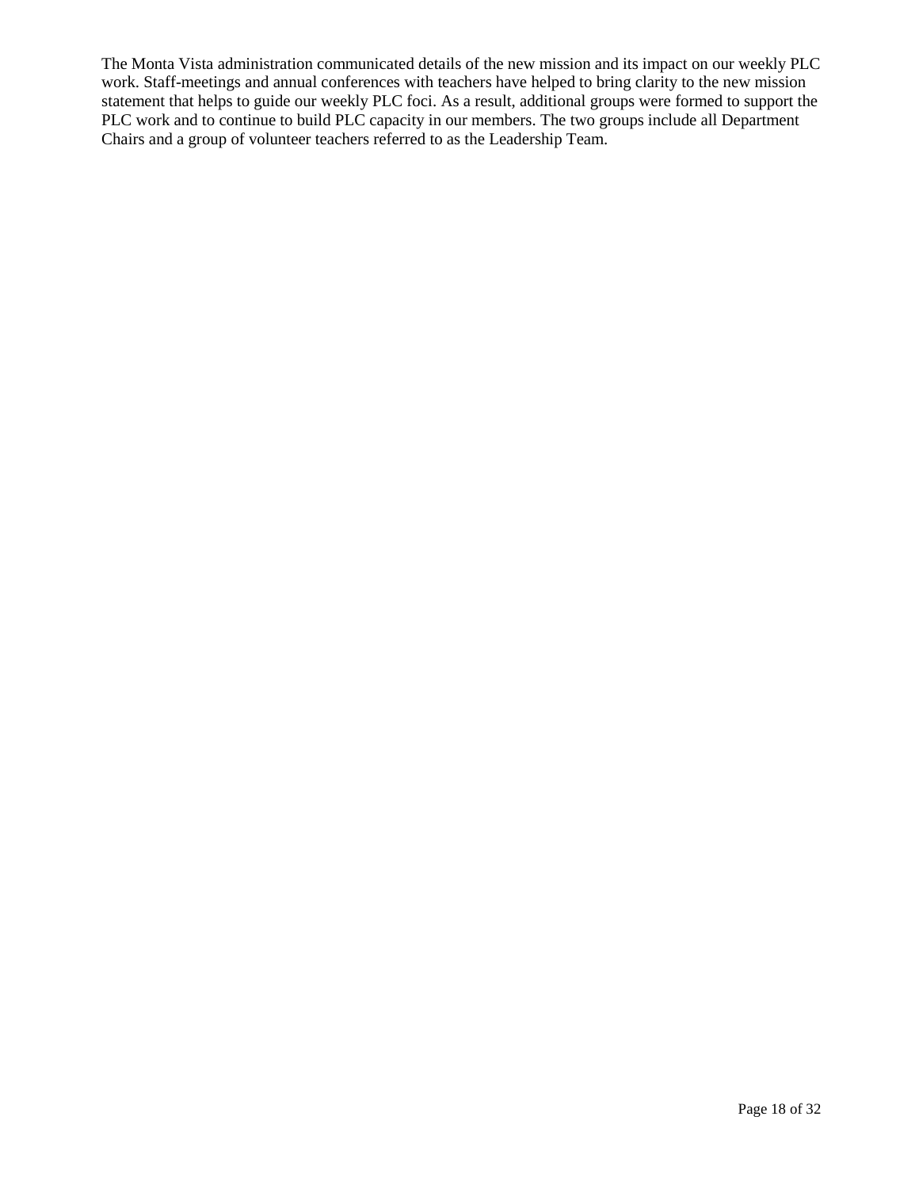The Monta Vista administration communicated details of the new mission and its impact on our weekly PLC work. Staff-meetings and annual conferences with teachers have helped to bring clarity to the new mission statement that helps to guide our weekly PLC foci. As a result, additional groups were formed to support the PLC work and to continue to build PLC capacity in our members. The two groups include all Department Chairs and a group of volunteer teachers referred to as the Leadership Team.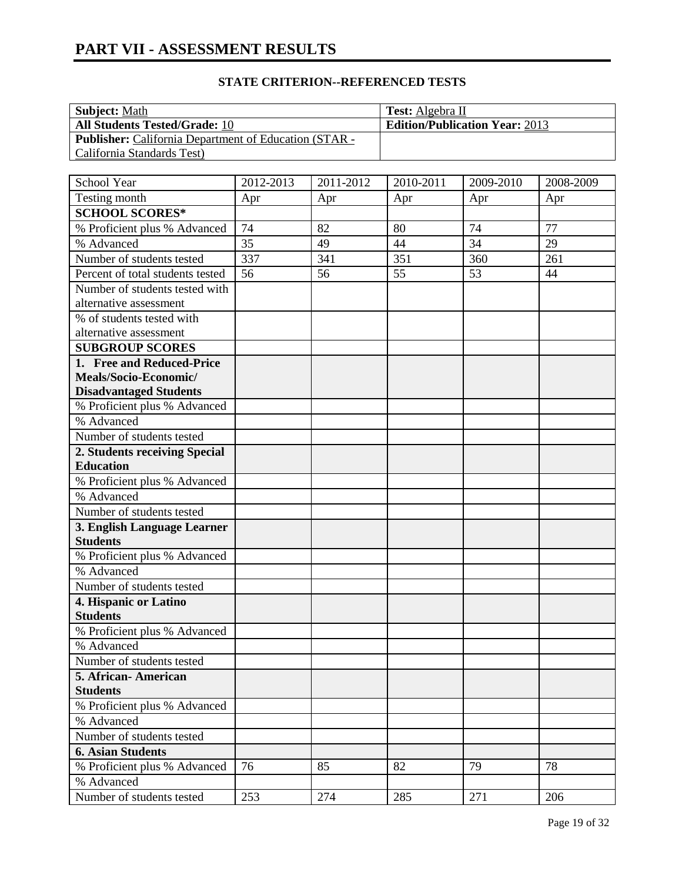# PART VII - ASSESSMENT RESULTS

## STATE CRITERION--REFERENCED TESTS

| | |
|---|---|
| **Subject:** Math | **Test:** Algebra II |
| **All Students Tested/Grade:** 10 | **Edition/Publication Year:** 2013 |
| **Publisher:** California Department of Education (STAR - California Standards Test) | |

| School Year | 2012-2013 | 2011-2012 | 2010-2011 | 2009-2010 | 2008-2009 |
|---|---|---|---|---|---|
| Testing month | Apr | Apr | Apr | Apr | Apr |
| **SCHOOL SCORES*** | | | | | |
| % Proficient plus % Advanced | 74 | 82 | 80 | 74 | 77 |
| % Advanced | 35 | 49 | 44 | 34 | 29 |
| Number of students tested | 337 | 341 | 351 | 360 | 261 |
| Percent of total students tested | 56 | 56 | 55 | 53 | 44 |
| Number of students tested with alternative assessment | | | | | |
| % of students tested with alternative assessment | | | | | |
| **SUBGROUP SCORES** | | | | | |
| **1. Free and Reduced-Price Meals/Socio-Economic/ Disadvantaged Students** | | | | | |
| % Proficient plus % Advanced | | | | | |
| % Advanced | | | | | |
| Number of students tested | | | | | |
| **2. Students receiving Special Education** | | | | | |
| % Proficient plus % Advanced | | | | | |
| % Advanced | | | | | |
| Number of students tested | | | | | |
| **3. English Language Learner Students** | | | | | |
| % Proficient plus % Advanced | | | | | |
| % Advanced | | | | | |
| Number of students tested | | | | | |
| **4. Hispanic or Latino Students** | | | | | |
| % Proficient plus % Advanced | | | | | |
| % Advanced | | | | | |
| Number of students tested | | | | | |
| **5. African- American Students** | | | | | |
| % Proficient plus % Advanced | | | | | |
| % Advanced | | | | | |
| Number of students tested | | | | | |
| **6. Asian Students** | | | | | |
| % Proficient plus % Advanced | 76 | 85 | 82 | 79 | 78 |
| % Advanced | | | | | |
| Number of students tested | 253 | 274 | 285 | 271 | 206 |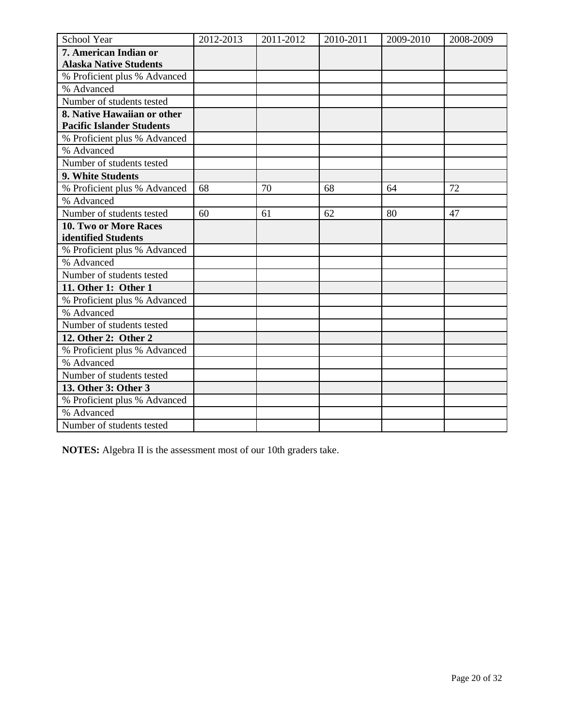| School Year | 2012-2013 | 2011-2012 | 2010-2011 | 2009-2010 | 2008-2009 |
| --- | --- | --- | --- | --- | --- |
| **7. American Indian or Alaska Native Students** | | | | | |
| % Proficient plus % Advanced | | | | | |
| % Advanced | | | | | |
| Number of students tested | | | | | |
| **8. Native Hawaiian or other Pacific Islander Students** | | | | | |
| % Proficient plus % Advanced | | | | | |
| % Advanced | | | | | |
| Number of students tested | | | | | |
| **9. White Students** | | | | | |
| % Proficient plus % Advanced | 68 | 70 | 68 | 64 | 72 |
| % Advanced | | | | | |
| Number of students tested | 60 | 61 | 62 | 80 | 47 |
| **10. Two or More Races identified Students** | | | | | |
| % Proficient plus % Advanced | | | | | |
| % Advanced | | | | | |
| Number of students tested | | | | | |
| **11. Other 1: Other 1** | | | | | |
| % Proficient plus % Advanced | | | | | |
| % Advanced | | | | | |
| Number of students tested | | | | | |
| **12. Other 2: Other 2** | | | | | |
| % Proficient plus % Advanced | | | | | |
| % Advanced | | | | | |
| Number of students tested | | | | | |
| **13. Other 3: Other 3** | | | | | |
| % Proficient plus % Advanced | | | | | |
| % Advanced | | | | | |
| Number of students tested | | | | | |

**NOTES:** Algebra II is the assessment most of our 10th graders take.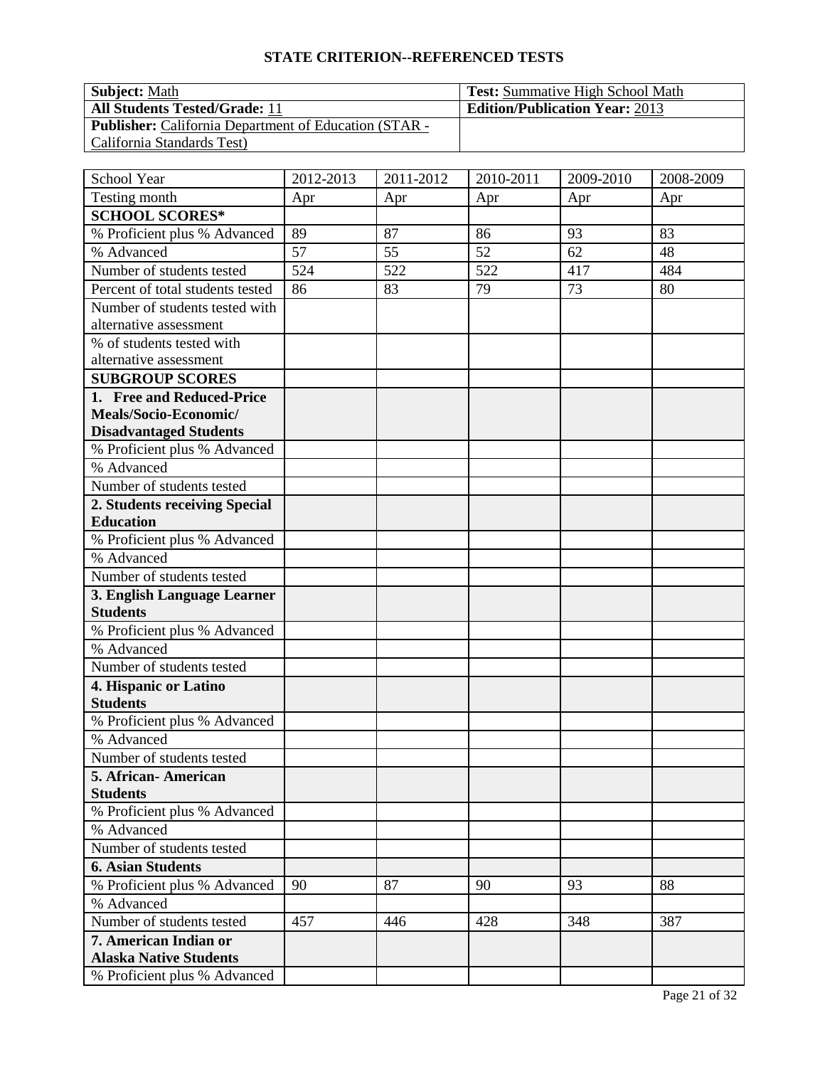## STATE CRITERION--REFERENCED TESTS

| | |
|---|---|
| **Subject:** Math | **Test:** Summative High School Math |
| **All Students Tested/Grade:** 11 | **Edition/Publication Year:** 2013 |
| **Publisher:** California Department of Education (STAR - California Standards Test) | |

| School Year | 2012-2013 | 2011-2012 | 2010-2011 | 2009-2010 | 2008-2009 |
|---|---|---|---|---|---|
| Testing month | Apr | Apr | Apr | Apr | Apr |
| **SCHOOL SCORES*** | | | | | |
| % Proficient plus % Advanced | 89 | 87 | 86 | 93 | 83 |
| % Advanced | 57 | 55 | 52 | 62 | 48 |
| Number of students tested | 524 | 522 | 522 | 417 | 484 |
| Percent of total students tested | 86 | 83 | 79 | 73 | 80 |
| Number of students tested with alternative assessment | | | | | |
| % of students tested with alternative assessment | | | | | |
| **SUBGROUP SCORES** | | | | | |
| **1. Free and Reduced-Price Meals/Socio-Economic/ Disadvantaged Students** | | | | | |
| % Proficient plus % Advanced | | | | | |
| % Advanced | | | | | |
| Number of students tested | | | | | |
| **2. Students receiving Special Education** | | | | | |
| % Proficient plus % Advanced | | | | | |
| % Advanced | | | | | |
| Number of students tested | | | | | |
| **3. English Language Learner Students** | | | | | |
| % Proficient plus % Advanced | | | | | |
| % Advanced | | | | | |
| Number of students tested | | | | | |
| **4. Hispanic or Latino Students** | | | | | |
| % Proficient plus % Advanced | | | | | |
| % Advanced | | | | | |
| Number of students tested | | | | | |
| **5. African- American Students** | | | | | |
| % Proficient plus % Advanced | | | | | |
| % Advanced | | | | | |
| Number of students tested | | | | | |
| **6. Asian Students** | | | | | |
| % Proficient plus % Advanced | 90 | 87 | 90 | 93 | 88 |
| % Advanced | | | | | |
| Number of students tested | 457 | 446 | 428 | 348 | 387 |
| **7. American Indian or Alaska Native Students** | | | | | |
| % Proficient plus % Advanced | | | | | |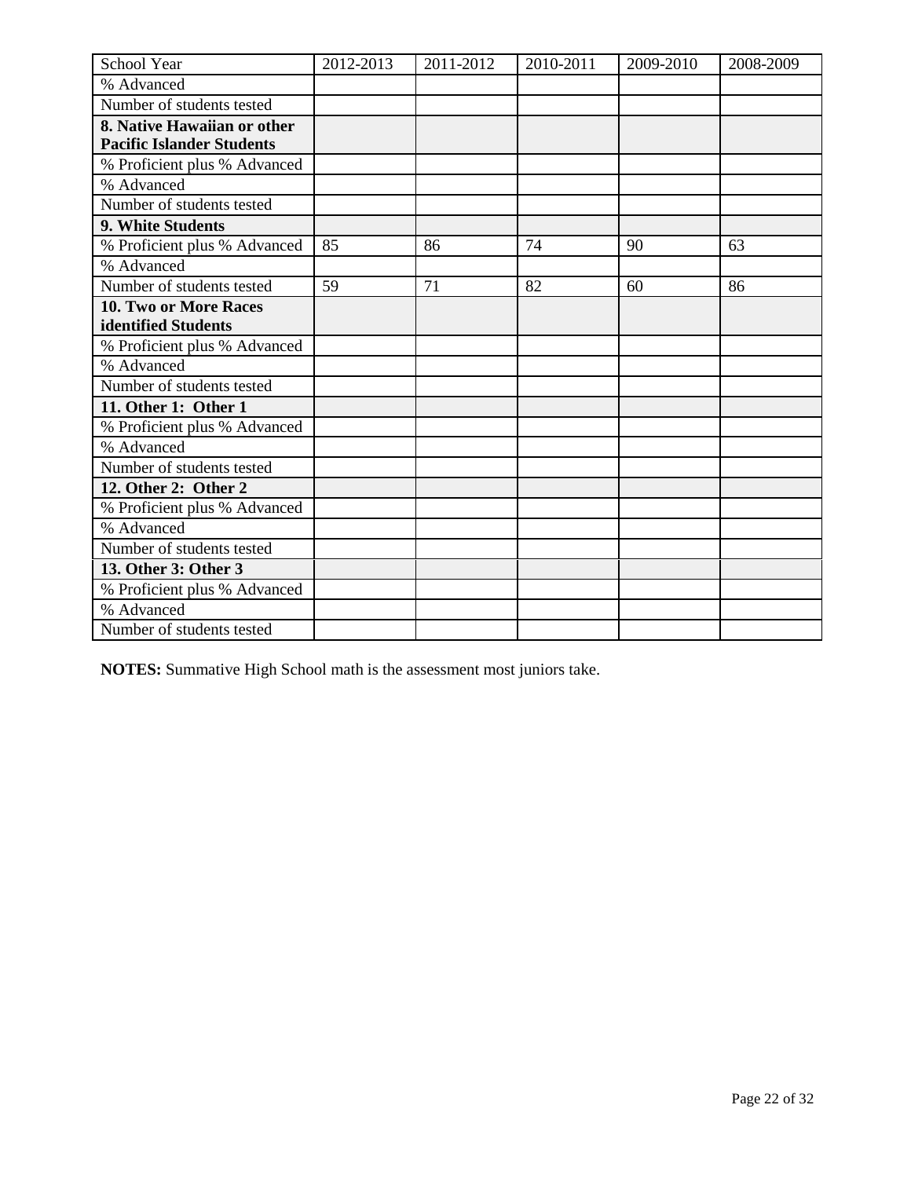| School Year | 2012-2013 | 2011-2012 | 2010-2011 | 2009-2010 | 2008-2009 |
|---|---|---|---|---|---|
| % Advanced | | | | | |
| Number of students tested | | | | | |
| **8. Native Hawaiian or other Pacific Islander Students** | | | | | |
| % Proficient plus % Advanced | | | | | |
| % Advanced | | | | | |
| Number of students tested | | | | | |
| **9. White Students** | | | | | |
| % Proficient plus % Advanced | 85 | 86 | 74 | 90 | 63 |
| % Advanced | | | | | |
| Number of students tested | 59 | 71 | 82 | 60 | 86 |
| **10. Two or More Races identified Students** | | | | | |
| % Proficient plus % Advanced | | | | | |
| % Advanced | | | | | |
| Number of students tested | | | | | |
| **11. Other 1: Other 1** | | | | | |
| % Proficient plus % Advanced | | | | | |
| % Advanced | | | | | |
| Number of students tested | | | | | |
| **12. Other 2: Other 2** | | | | | |
| % Proficient plus % Advanced | | | | | |
| % Advanced | | | | | |
| Number of students tested | | | | | |
| **13. Other 3: Other 3** | | | | | |
| % Proficient plus % Advanced | | | | | |
| % Advanced | | | | | |
| Number of students tested | | | | | |

**NOTES:** Summative High School math is the assessment most juniors take.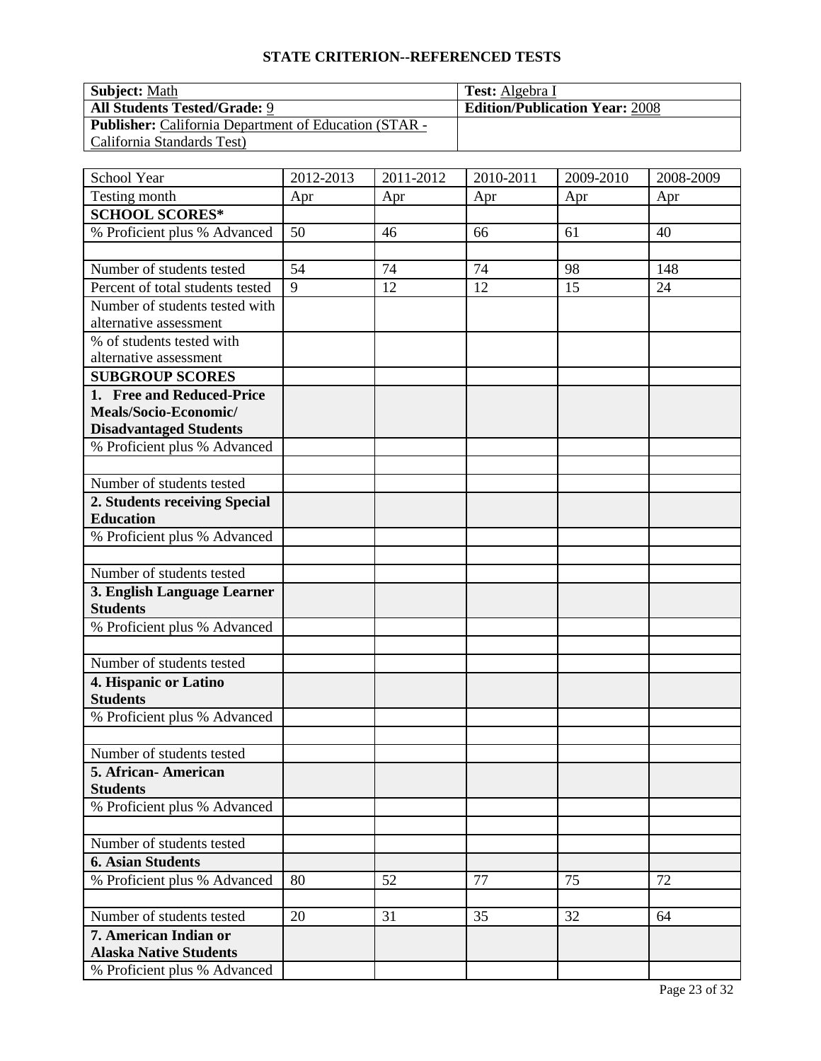## STATE CRITERION--REFERENCED TESTS

| | |
|---|---|
| **Subject:** Math | **Test:** Algebra I |
| **All Students Tested/Grade:** 9 | **Edition/Publication Year:** 2008 |
| **Publisher:** California Department of Education (STAR - California Standards Test) | |

| School Year | 2012-2013 | 2011-2012 | 2010-2011 | 2009-2010 | 2008-2009 |
|---|---|---|---|---|---|
| Testing month | Apr | Apr | Apr | Apr | Apr |
| **SCHOOL SCORES*** | | | | | |
| % Proficient plus % Advanced | 50 | 46 | 66 | 61 | 40 |
| | | | | | |
| Number of students tested | 54 | 74 | 74 | 98 | 148 |
| Percent of total students tested | 9 | 12 | 12 | 15 | 24 |
| Number of students tested with alternative assessment | | | | | |
| % of students tested with alternative assessment | | | | | |
| **SUBGROUP SCORES** | | | | | |
| **1. Free and Reduced-Price Meals/Socio-Economic/ Disadvantaged Students** | | | | | |
| % Proficient plus % Advanced | | | | | |
| | | | | | |
| Number of students tested | | | | | |
| **2. Students receiving Special Education** | | | | | |
| % Proficient plus % Advanced | | | | | |
| | | | | | |
| Number of students tested | | | | | |
| **3. English Language Learner Students** | | | | | |
| % Proficient plus % Advanced | | | | | |
| | | | | | |
| Number of students tested | | | | | |
| **4. Hispanic or Latino Students** | | | | | |
| % Proficient plus % Advanced | | | | | |
| | | | | | |
| Number of students tested | | | | | |
| **5. African- American Students** | | | | | |
| % Proficient plus % Advanced | | | | | |
| | | | | | |
| Number of students tested | | | | | |
| **6. Asian Students** | | | | | |
| % Proficient plus % Advanced | 80 | 52 | 77 | 75 | 72 |
| | | | | | |
| Number of students tested | 20 | 31 | 35 | 32 | 64 |
| **7. American Indian or Alaska Native Students** | | | | | |
| % Proficient plus % Advanced | | | | | |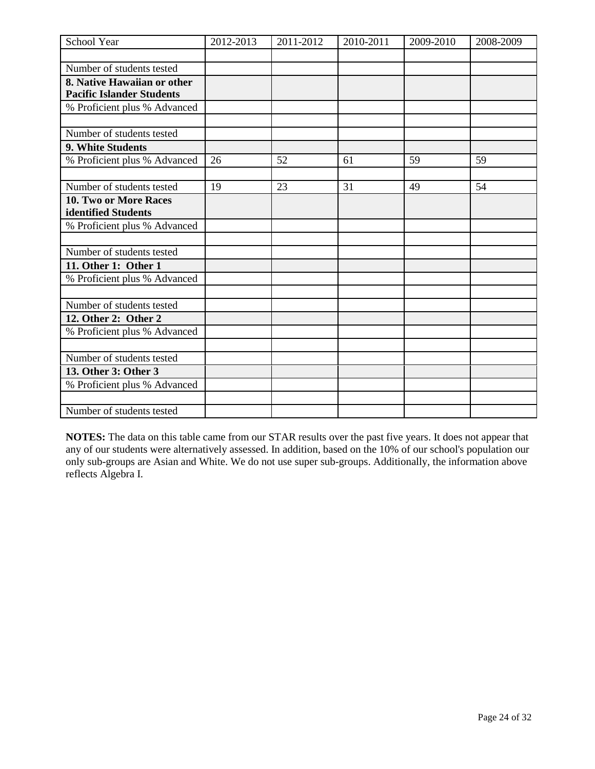| School Year | 2012-2013 | 2011-2012 | 2010-2011 | 2009-2010 | 2008-2009 |
|---|---|---|---|---|---|
| | | | | | |
| Number of students tested | | | | | |
| **8. Native Hawaiian or other Pacific Islander Students** | | | | | |
| % Proficient plus % Advanced | | | | | |
| | | | | | |
| Number of students tested | | | | | |
| **9. White Students** | | | | | |
| % Proficient plus % Advanced | 26 | 52 | 61 | 59 | 59 |
| | | | | | |
| Number of students tested | 19 | 23 | 31 | 49 | 54 |
| **10. Two or More Races identified Students** | | | | | |
| % Proficient plus % Advanced | | | | | |
| | | | | | |
| Number of students tested | | | | | |
| **11. Other 1: Other 1** | | | | | |
| % Proficient plus % Advanced | | | | | |
| | | | | | |
| Number of students tested | | | | | |
| **12. Other 2: Other 2** | | | | | |
| % Proficient plus % Advanced | | | | | |
| | | | | | |
| Number of students tested | | | | | |
| **13. Other 3: Other 3** | | | | | |
| % Proficient plus % Advanced | | | | | |
| | | | | | |
| Number of students tested | | | | | |

**NOTES:** The data on this table came from our STAR results over the past five years. It does not appear that any of our students were alternatively assessed. In addition, based on the 10% of our school's population our only sub-groups are Asian and White. We do not use super sub-groups. Additionally, the information above reflects Algebra I.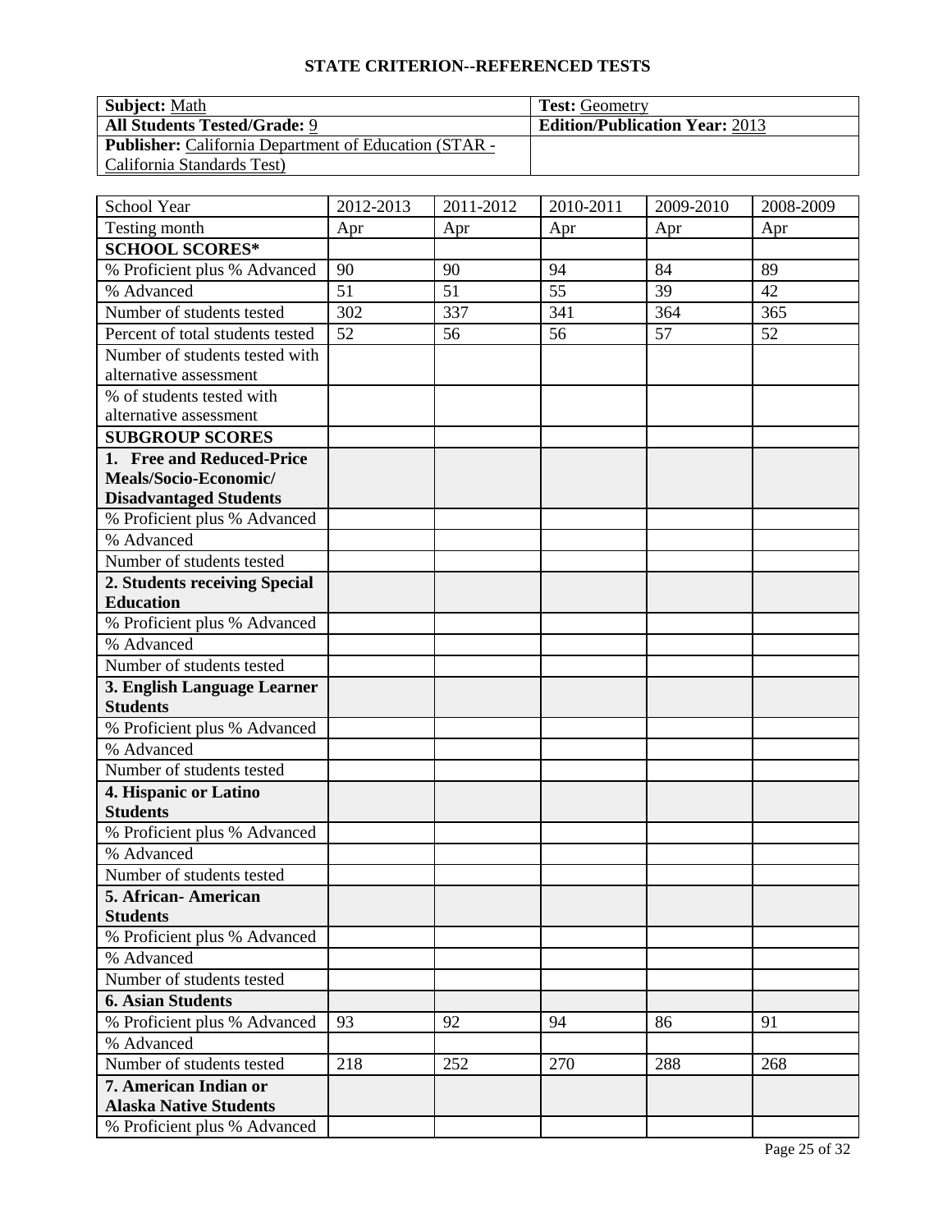## STATE CRITERION--REFERENCED TESTS

| | |
|---|---|
| **Subject:** Math | **Test:** Geometry |
| **All Students Tested/Grade:** 9 | **Edition/Publication Year:** 2013 |
| **Publisher:** California Department of Education (STAR - California Standards Test) | |

| School Year | 2012-2013 | 2011-2012 | 2010-2011 | 2009-2010 | 2008-2009 |
|---|---|---|---|---|---|
| Testing month | Apr | Apr | Apr | Apr | Apr |
| **SCHOOL SCORES*** | | | | | |
| % Proficient plus % Advanced | 90 | 90 | 94 | 84 | 89 |
| % Advanced | 51 | 51 | 55 | 39 | 42 |
| Number of students tested | 302 | 337 | 341 | 364 | 365 |
| Percent of total students tested | 52 | 56 | 56 | 57 | 52 |
| Number of students tested with alternative assessment | | | | | |
| % of students tested with alternative assessment | | | | | |
| **SUBGROUP SCORES** | | | | | |
| **1. Free and Reduced-Price Meals/Socio-Economic/ Disadvantaged Students** | | | | | |
| % Proficient plus % Advanced | | | | | |
| % Advanced | | | | | |
| Number of students tested | | | | | |
| **2. Students receiving Special Education** | | | | | |
| % Proficient plus % Advanced | | | | | |
| % Advanced | | | | | |
| Number of students tested | | | | | |
| **3. English Language Learner Students** | | | | | |
| % Proficient plus % Advanced | | | | | |
| % Advanced | | | | | |
| Number of students tested | | | | | |
| **4. Hispanic or Latino Students** | | | | | |
| % Proficient plus % Advanced | | | | | |
| % Advanced | | | | | |
| Number of students tested | | | | | |
| **5. African- American Students** | | | | | |
| % Proficient plus % Advanced | | | | | |
| % Advanced | | | | | |
| Number of students tested | | | | | |
| **6. Asian Students** | | | | | |
| % Proficient plus % Advanced | 93 | 92 | 94 | 86 | 91 |
| % Advanced | | | | | |
| Number of students tested | 218 | 252 | 270 | 288 | 268 |
| **7. American Indian or Alaska Native Students** | | | | | |
| % Proficient plus % Advanced | | | | | |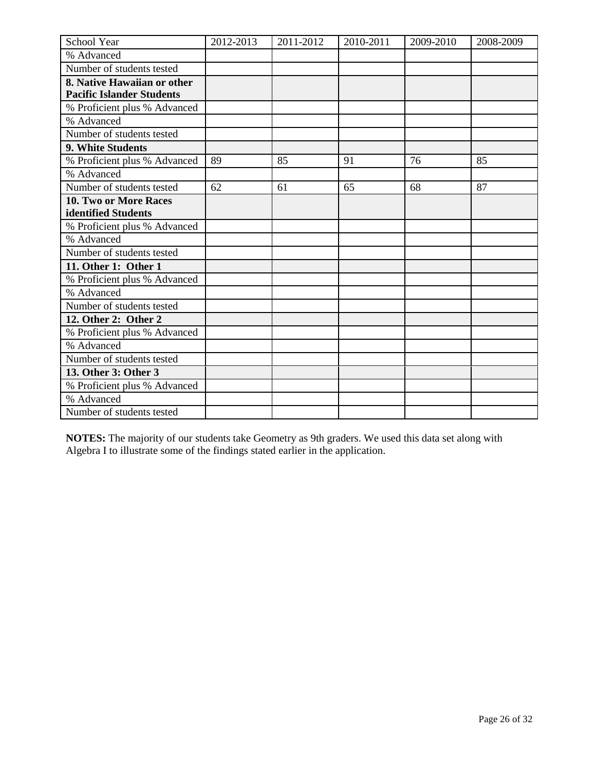| School Year | 2012-2013 | 2011-2012 | 2010-2011 | 2009-2010 | 2008-2009 |
| --- | --- | --- | --- | --- | --- |
| % Advanced | | | | | |
| Number of students tested | | | | | |
| **8. Native Hawaiian or other Pacific Islander Students** | | | | | |
| % Proficient plus % Advanced | | | | | |
| % Advanced | | | | | |
| Number of students tested | | | | | |
| **9. White Students** | | | | | |
| % Proficient plus % Advanced | 89 | 85 | 91 | 76 | 85 |
| % Advanced | | | | | |
| Number of students tested | 62 | 61 | 65 | 68 | 87 |
| **10. Two or More Races identified Students** | | | | | |
| % Proficient plus % Advanced | | | | | |
| % Advanced | | | | | |
| Number of students tested | | | | | |
| **11. Other 1: Other 1** | | | | | |
| % Proficient plus % Advanced | | | | | |
| % Advanced | | | | | |
| Number of students tested | | | | | |
| **12. Other 2: Other 2** | | | | | |
| % Proficient plus % Advanced | | | | | |
| % Advanced | | | | | |
| Number of students tested | | | | | |
| **13. Other 3: Other 3** | | | | | |
| % Proficient plus % Advanced | | | | | |
| % Advanced | | | | | |
| Number of students tested | | | | | |

**NOTES:** The majority of our students take Geometry as 9th graders. We used this data set along with Algebra I to illustrate some of the findings stated earlier in the application.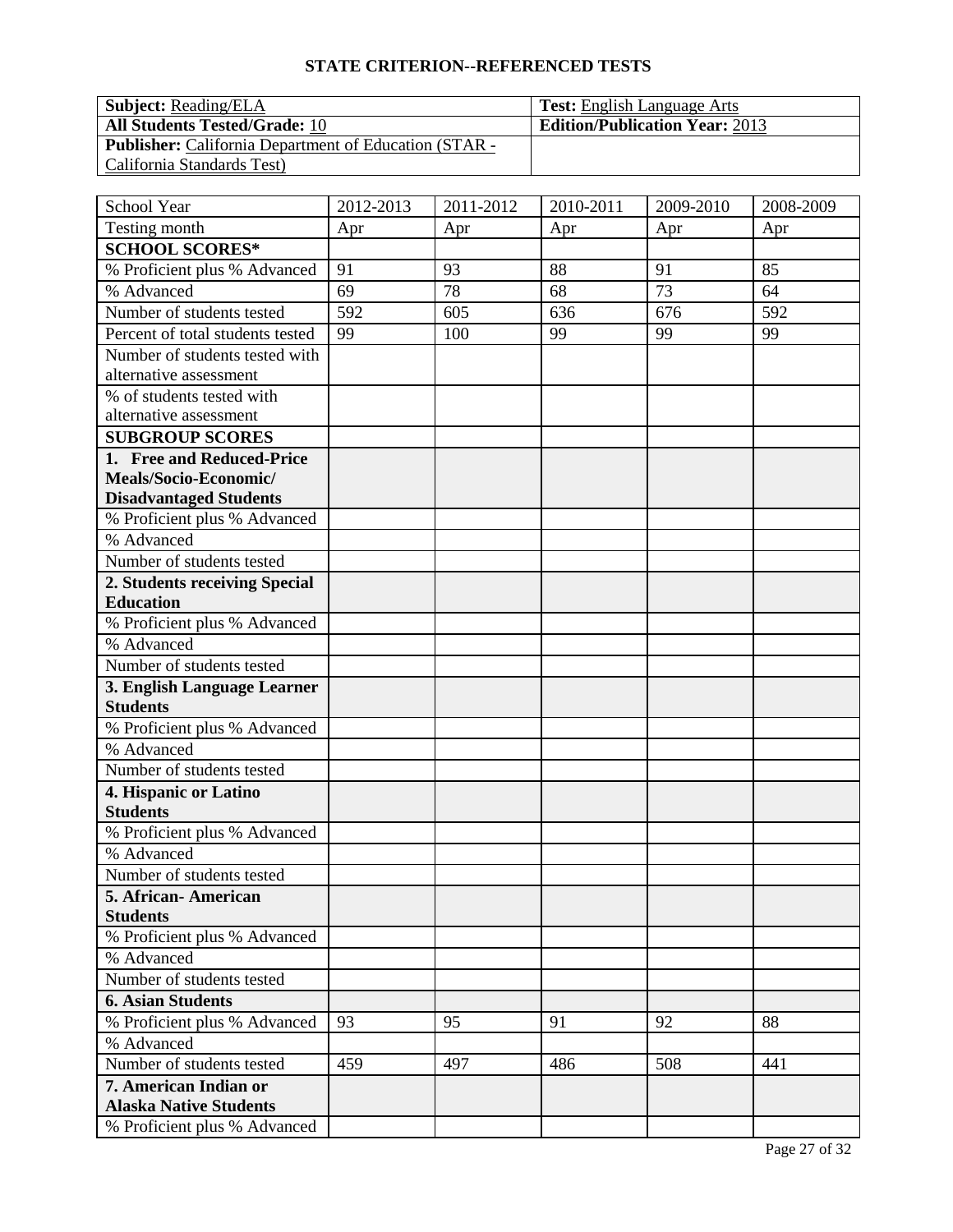## STATE CRITERION--REFERENCED TESTS

| | |
|---|---|
| **Subject:** Reading/ELA | **Test:** English Language Arts |
| **All Students Tested/Grade:** 10 | **Edition/Publication Year:** 2013 |
| **Publisher:** California Department of Education (STAR - California Standards Test) | |

| School Year | 2012-2013 | 2011-2012 | 2010-2011 | 2009-2010 | 2008-2009 |
|---|---|---|---|---|---|
| Testing month | Apr | Apr | Apr | Apr | Apr |
| **SCHOOL SCORES*** | | | | | |
| % Proficient plus % Advanced | 91 | 93 | 88 | 91 | 85 |
| % Advanced | 69 | 78 | 68 | 73 | 64 |
| Number of students tested | 592 | 605 | 636 | 676 | 592 |
| Percent of total students tested | 99 | 100 | 99 | 99 | 99 |
| Number of students tested with alternative assessment | | | | | |
| % of students tested with alternative assessment | | | | | |
| **SUBGROUP SCORES** | | | | | |
| **1. Free and Reduced-Price Meals/Socio-Economic/ Disadvantaged Students** | | | | | |
| % Proficient plus % Advanced | | | | | |
| % Advanced | | | | | |
| Number of students tested | | | | | |
| **2. Students receiving Special Education** | | | | | |
| % Proficient plus % Advanced | | | | | |
| % Advanced | | | | | |
| Number of students tested | | | | | |
| **3. English Language Learner Students** | | | | | |
| % Proficient plus % Advanced | | | | | |
| % Advanced | | | | | |
| Number of students tested | | | | | |
| **4. Hispanic or Latino Students** | | | | | |
| % Proficient plus % Advanced | | | | | |
| % Advanced | | | | | |
| Number of students tested | | | | | |
| **5. African- American Students** | | | | | |
| % Proficient plus % Advanced | | | | | |
| % Advanced | | | | | |
| Number of students tested | | | | | |
| **6. Asian Students** | | | | | |
| % Proficient plus % Advanced | 93 | 95 | 91 | 92 | 88 |
| % Advanced | | | | | |
| Number of students tested | 459 | 497 | 486 | 508 | 441 |
| **7. American Indian or Alaska Native Students** | | | | | |
| % Proficient plus % Advanced | | | | | |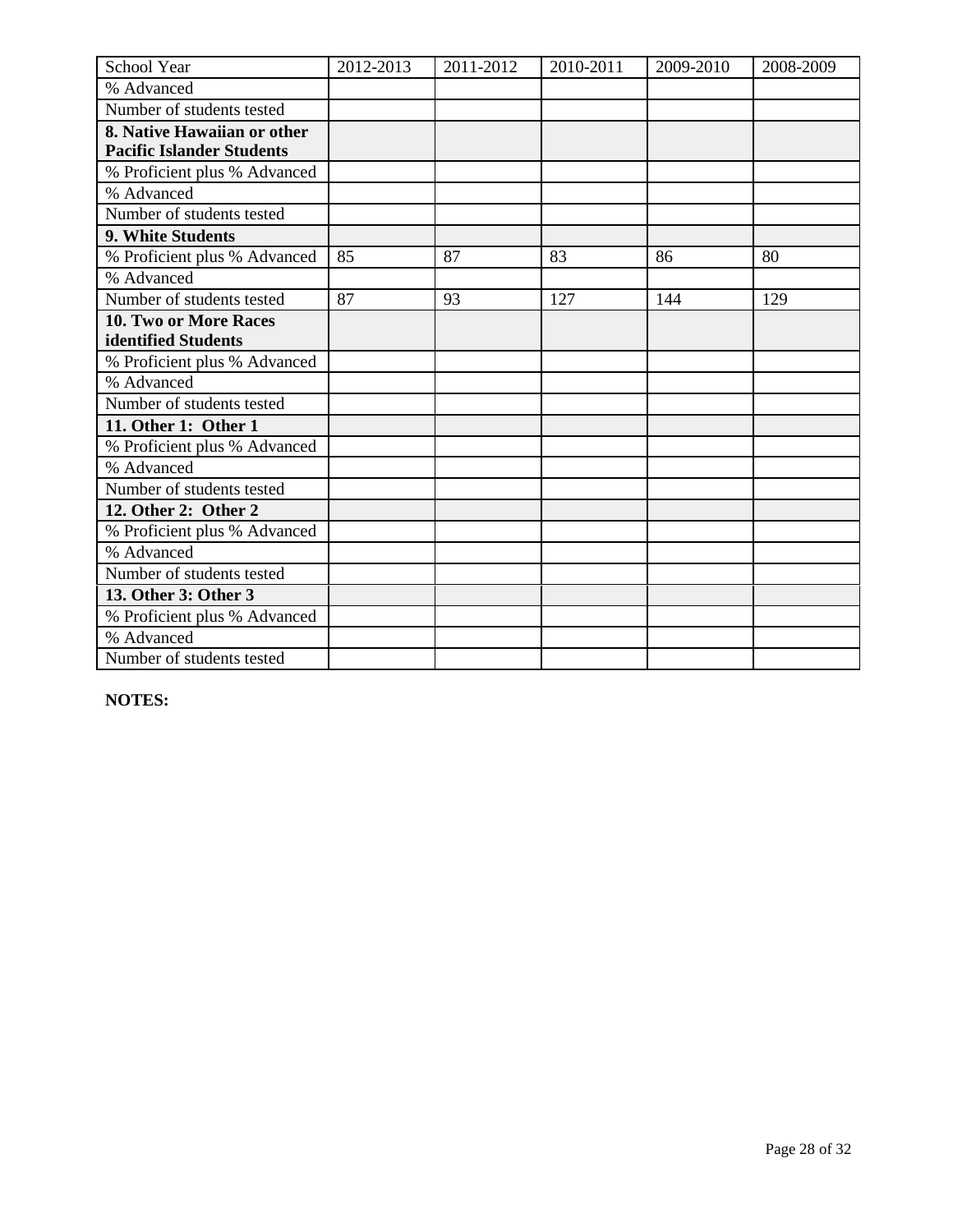| School Year | 2012-2013 | 2011-2012 | 2010-2011 | 2009-2010 | 2008-2009 |
|---|---|---|---|---|---|
| % Advanced | | | | | |
| Number of students tested | | | | | |
| **8. Native Hawaiian or other Pacific Islander Students** | | | | | |
| % Proficient plus % Advanced | | | | | |
| % Advanced | | | | | |
| Number of students tested | | | | | |
| **9. White Students** | | | | | |
| % Proficient plus % Advanced | 85 | 87 | 83 | 86 | 80 |
| % Advanced | | | | | |
| Number of students tested | 87 | 93 | 127 | 144 | 129 |
| **10. Two or More Races identified Students** | | | | | |
| % Proficient plus % Advanced | | | | | |
| % Advanced | | | | | |
| Number of students tested | | | | | |
| **11. Other 1: Other 1** | | | | | |
| % Proficient plus % Advanced | | | | | |
| % Advanced | | | | | |
| Number of students tested | | | | | |
| **12. Other 2: Other 2** | | | | | |
| % Proficient plus % Advanced | | | | | |
| % Advanced | | | | | |
| Number of students tested | | | | | |
| **13. Other 3: Other 3** | | | | | |
| % Proficient plus % Advanced | | | | | |
| % Advanced | | | | | |
| Number of students tested | | | | | |

**NOTES:**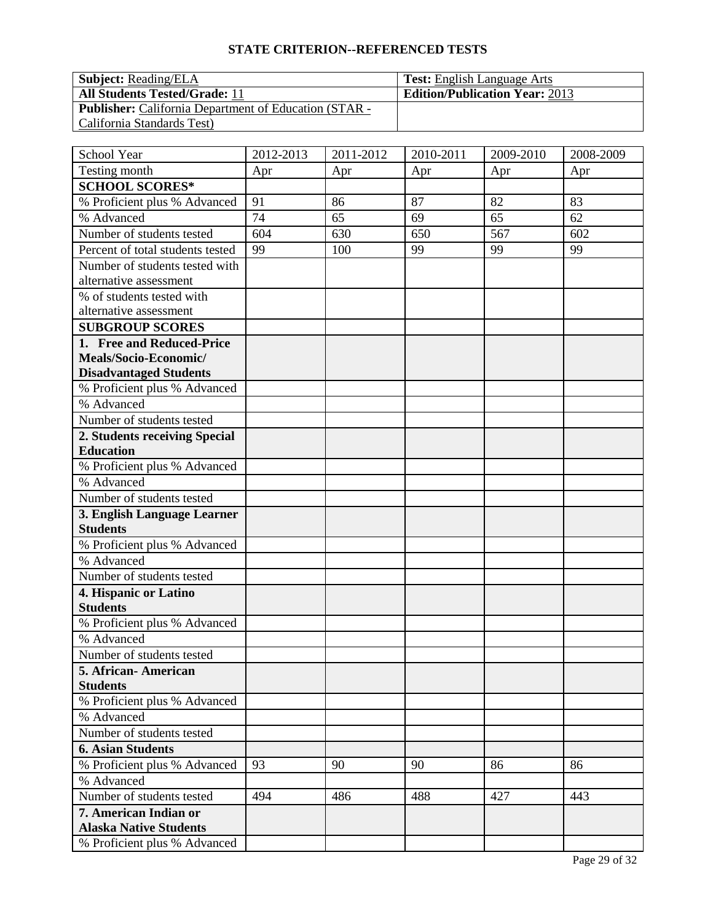## STATE CRITERION--REFERENCED TESTS

| | |
|---|---|
| **Subject:** Reading/ELA | **Test:** English Language Arts |
| **All Students Tested/Grade:** 11 | **Edition/Publication Year:** 2013 |
| **Publisher:** California Department of Education (STAR - California Standards Test) | |

| School Year | 2012-2013 | 2011-2012 | 2010-2011 | 2009-2010 | 2008-2009 |
|---|---|---|---|---|---|
| Testing month | Apr | Apr | Apr | Apr | Apr |
| **SCHOOL SCORES*** | | | | | |
| % Proficient plus % Advanced | 91 | 86 | 87 | 82 | 83 |
| % Advanced | 74 | 65 | 69 | 65 | 62 |
| Number of students tested | 604 | 630 | 650 | 567 | 602 |
| Percent of total students tested | 99 | 100 | 99 | 99 | 99 |
| Number of students tested with alternative assessment | | | | | |
| % of students tested with alternative assessment | | | | | |
| **SUBGROUP SCORES** | | | | | |
| **1. Free and Reduced-Price Meals/Socio-Economic/ Disadvantaged Students** | | | | | |
| % Proficient plus % Advanced | | | | | |
| % Advanced | | | | | |
| Number of students tested | | | | | |
| **2. Students receiving Special Education** | | | | | |
| % Proficient plus % Advanced | | | | | |
| % Advanced | | | | | |
| Number of students tested | | | | | |
| **3. English Language Learner Students** | | | | | |
| % Proficient plus % Advanced | | | | | |
| % Advanced | | | | | |
| Number of students tested | | | | | |
| **4. Hispanic or Latino Students** | | | | | |
| % Proficient plus % Advanced | | | | | |
| % Advanced | | | | | |
| Number of students tested | | | | | |
| **5. African- American Students** | | | | | |
| % Proficient plus % Advanced | | | | | |
| % Advanced | | | | | |
| Number of students tested | | | | | |
| **6. Asian Students** | | | | | |
| % Proficient plus % Advanced | 93 | 90 | 90 | 86 | 86 |
| % Advanced | | | | | |
| Number of students tested | 494 | 486 | 488 | 427 | 443 |
| **7. American Indian or Alaska Native Students** | | | | | |
| % Proficient plus % Advanced | | | | | |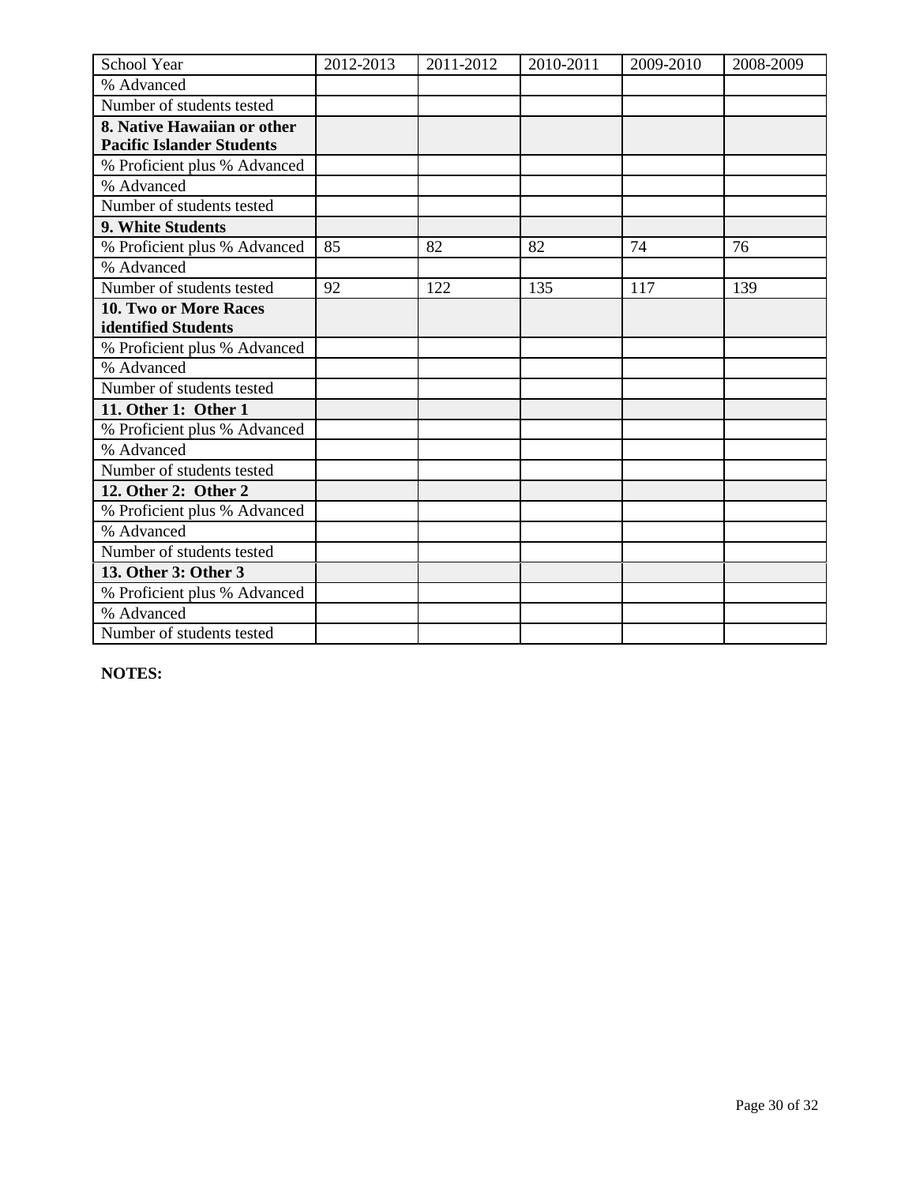| School Year | 2012-2013 | 2011-2012 | 2010-2011 | 2009-2010 | 2008-2009 |
|---|---|---|---|---|---|
| % Advanced | | | | | |
| Number of students tested | | | | | |
| **8. Native Hawaiian or other Pacific Islander Students** | | | | | |
| % Proficient plus % Advanced | | | | | |
| % Advanced | | | | | |
| Number of students tested | | | | | |
| **9. White Students** | | | | | |
| % Proficient plus % Advanced | 85 | 82 | 82 | 74 | 76 |
| % Advanced | | | | | |
| Number of students tested | 92 | 122 | 135 | 117 | 139 |
| **10. Two or More Races identified Students** | | | | | |
| % Proficient plus % Advanced | | | | | |
| % Advanced | | | | | |
| Number of students tested | | | | | |
| **11. Other 1: Other 1** | | | | | |
| % Proficient plus % Advanced | | | | | |
| % Advanced | | | | | |
| Number of students tested | | | | | |
| **12. Other 2: Other 2** | | | | | |
| % Proficient plus % Advanced | | | | | |
| % Advanced | | | | | |
| Number of students tested | | | | | |
| **13. Other 3: Other 3** | | | | | |
| % Proficient plus % Advanced | | | | | |
| % Advanced | | | | | |
| Number of students tested | | | | | |

**NOTES:**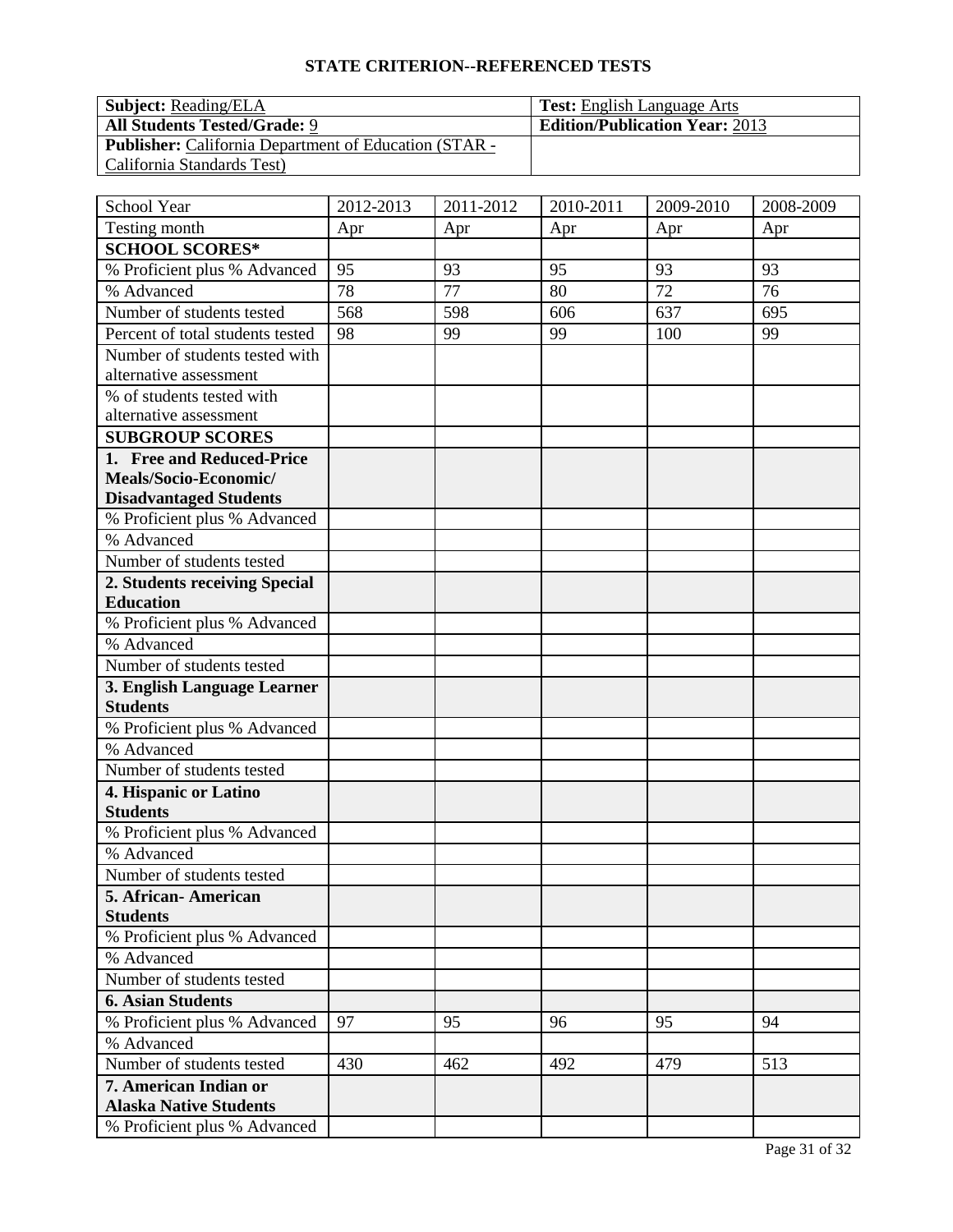## STATE CRITERION--REFERENCED TESTS

| **Subject:** Reading/ELA | **Test:** English Language Arts |
|---|---|
| **All Students Tested/Grade:** 9 | **Edition/Publication Year:** 2013 |
| **Publisher:** California Department of Education (STAR - California Standards Test) | |

| School Year | 2012-2013 | 2011-2012 | 2010-2011 | 2009-2010 | 2008-2009 |
|---|---|---|---|---|---|
| Testing month | Apr | Apr | Apr | Apr | Apr |
| **SCHOOL SCORES*** | | | | | |
| % Proficient plus % Advanced | 95 | 93 | 95 | 93 | 93 |
| % Advanced | 78 | 77 | 80 | 72 | 76 |
| Number of students tested | 568 | 598 | 606 | 637 | 695 |
| Percent of total students tested | 98 | 99 | 99 | 100 | 99 |
| Number of students tested with alternative assessment | | | | | |
| % of students tested with alternative assessment | | | | | |
| **SUBGROUP SCORES** | | | | | |
| **1. Free and Reduced-Price Meals/Socio-Economic/ Disadvantaged Students** | | | | | |
| % Proficient plus % Advanced | | | | | |
| % Advanced | | | | | |
| Number of students tested | | | | | |
| **2. Students receiving Special Education** | | | | | |
| % Proficient plus % Advanced | | | | | |
| % Advanced | | | | | |
| Number of students tested | | | | | |
| **3. English Language Learner Students** | | | | | |
| % Proficient plus % Advanced | | | | | |
| % Advanced | | | | | |
| Number of students tested | | | | | |
| **4. Hispanic or Latino Students** | | | | | |
| % Proficient plus % Advanced | | | | | |
| % Advanced | | | | | |
| Number of students tested | | | | | |
| **5. African- American Students** | | | | | |
| % Proficient plus % Advanced | | | | | |
| % Advanced | | | | | |
| Number of students tested | | | | | |
| **6. Asian Students** | | | | | |
| % Proficient plus % Advanced | 97 | 95 | 96 | 95 | 94 |
| % Advanced | | | | | |
| Number of students tested | 430 | 462 | 492 | 479 | 513 |
| **7. American Indian or Alaska Native Students** | | | | | |
| % Proficient plus % Advanced | | | | | |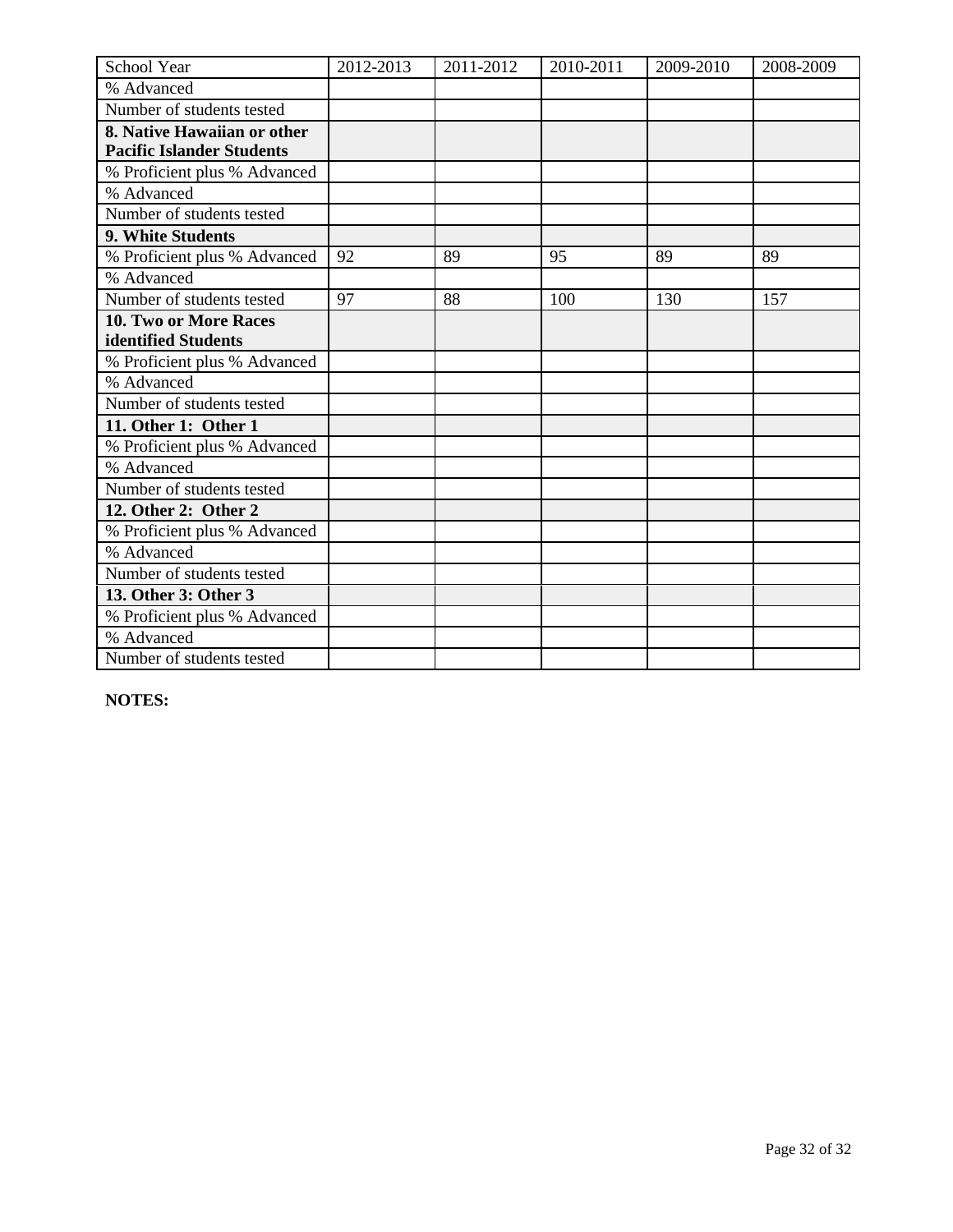| School Year | 2012-2013 | 2011-2012 | 2010-2011 | 2009-2010 | 2008-2009 |
|---|---|---|---|---|---|
| % Advanced | | | | | |
| Number of students tested | | | | | |
| **8. Native Hawaiian or other Pacific Islander Students** | | | | | |
| % Proficient plus % Advanced | | | | | |
| % Advanced | | | | | |
| Number of students tested | | | | | |
| **9. White Students** | | | | | |
| % Proficient plus % Advanced | 92 | 89 | 95 | 89 | 89 |
| % Advanced | | | | | |
| Number of students tested | 97 | 88 | 100 | 130 | 157 |
| **10. Two or More Races identified Students** | | | | | |
| % Proficient plus % Advanced | | | | | |
| % Advanced | | | | | |
| Number of students tested | | | | | |
| **11. Other 1: Other 1** | | | | | |
| % Proficient plus % Advanced | | | | | |
| % Advanced | | | | | |
| Number of students tested | | | | | |
| **12. Other 2: Other 2** | | | | | |
| % Proficient plus % Advanced | | | | | |
| % Advanced | | | | | |
| Number of students tested | | | | | |
| **13. Other 3: Other 3** | | | | | |
| % Proficient plus % Advanced | | | | | |
| % Advanced | | | | | |
| Number of students tested | | | | | |

**NOTES:**